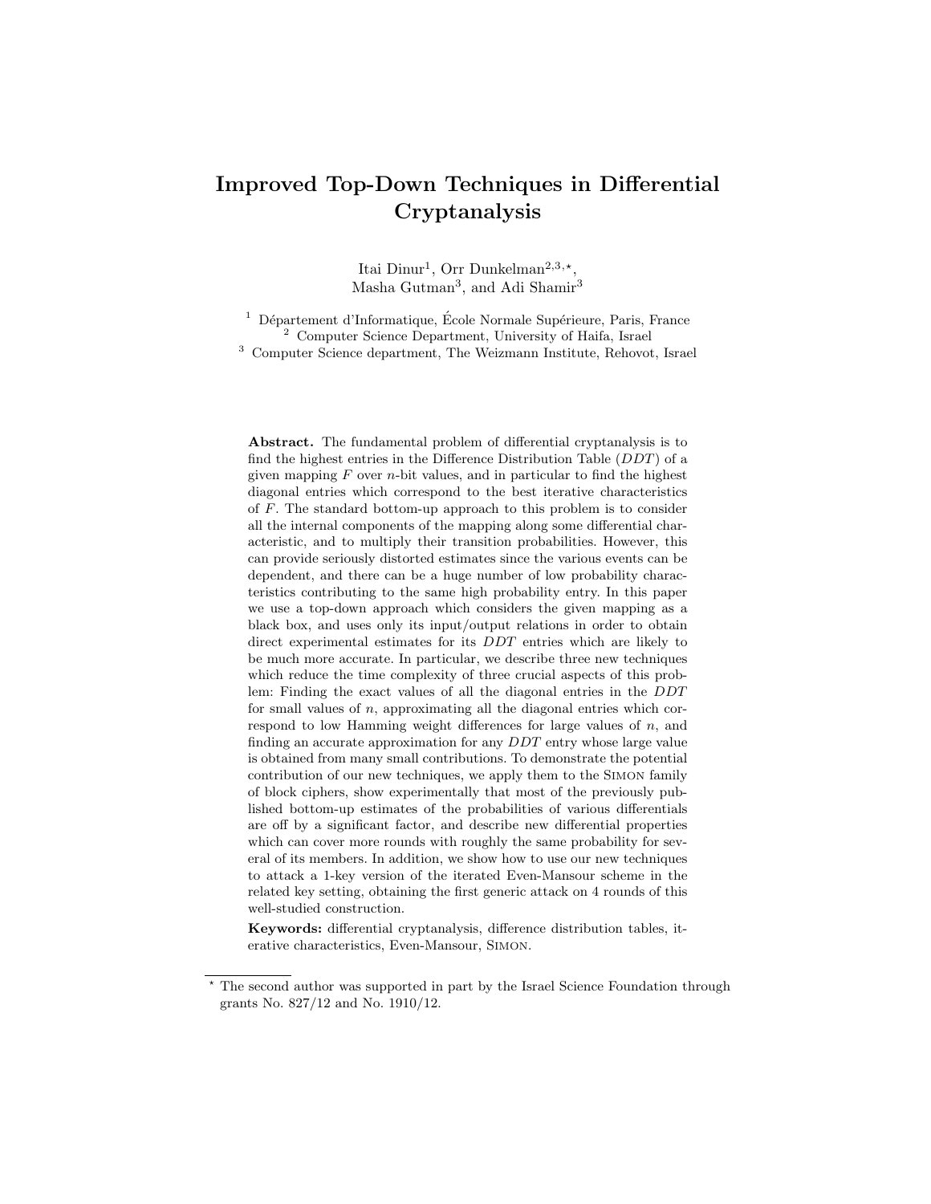# Improved Top-Down Techniques in Differential Cryptanalysis

Itai Dinur[1], Orr Dunkelman[2,3,⋆], Masha Gutman[3], and Adi Shamir[3]

[1] Département d'Informatique, École Normale Supérieure, Paris, France
[2] Computer Science Department, University of Haifa, Israel
[3] Computer Science department, The Weizmann Institute, Rehovot, Israel

**Abstract.** The fundamental problem of differential cryptanalysis is to find the highest entries in the Difference Distribution Table ($DDT$) of a given mapping $F$ over $n$-bit values, and in particular to find the highest diagonal entries which correspond to the best iterative characteristics of $F$. The standard bottom-up approach to this problem is to consider all the internal components of the mapping along some differential characteristic, and to multiply their transition probabilities. However, this can provide seriously distorted estimates since the various events can be dependent, and there can be a huge number of low probability characteristics contributing to the same high probability entry. In this paper we use a top-down approach which considers the given mapping as a black box, and uses only its input/output relations in order to obtain direct experimental estimates for its $DDT$ entries which are likely to be much more accurate. In particular, we describe three new techniques which reduce the time complexity of three crucial aspects of this problem: Finding the exact values of all the diagonal entries in the $DDT$ for small values of $n$, approximating all the diagonal entries which correspond to low Hamming weight differences for large values of $n$, and finding an accurate approximation for any $DDT$ entry whose large value is obtained from many small contributions. To demonstrate the potential contribution of our new techniques, we apply them to the Simon family of block ciphers, show experimentally that most of the previously published bottom-up estimates of the probabilities of various differentials are off by a significant factor, and describe new differential properties which can cover more rounds with roughly the same probability for several of its members. In addition, we show how to use our new techniques to attack a 1-key version of the iterated Even-Mansour scheme in the related key setting, obtaining the first generic attack on 4 rounds of this well-studied construction.

**Keywords:** differential cryptanalysis, difference distribution tables, iterative characteristics, Even-Mansour, Simon.

⋆ The second author was supported in part by the Israel Science Foundation through grants No. 827/12 and No. 1910/12.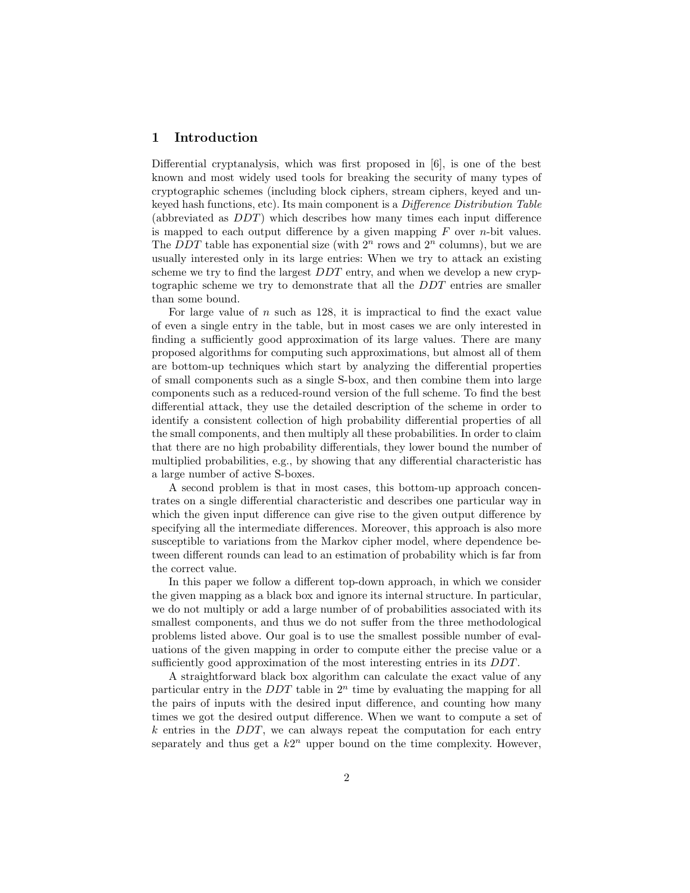## 1 Introduction

Differential cryptanalysis, which was first proposed in [6], is one of the best known and most widely used tools for breaking the security of many types of cryptographic schemes (including block ciphers, stream ciphers, keyed and unkeyed hash functions, etc). Its main component is a *Difference Distribution Table* (abbreviated as *DDT*) which describes how many times each input difference is mapped to each output difference by a given mapping $F$ over $n$-bit values. The *DDT* table has exponential size (with $2^n$ rows and $2^n$ columns), but we are usually interested only in its large entries: When we try to attack an existing scheme we try to find the largest *DDT* entry, and when we develop a new cryptographic scheme we try to demonstrate that all the *DDT* entries are smaller than some bound.

For large value of $n$ such as 128, it is impractical to find the exact value of even a single entry in the table, but in most cases we are only interested in finding a sufficiently good approximation of its large values. There are many proposed algorithms for computing such approximations, but almost all of them are bottom-up techniques which start by analyzing the differential properties of small components such as a single S-box, and then combine them into large components such as a reduced-round version of the full scheme. To find the best differential attack, they use the detailed description of the scheme in order to identify a consistent collection of high probability differential properties of all the small components, and then multiply all these probabilities. In order to claim that there are no high probability differentials, they lower bound the number of multiplied probabilities, e.g., by showing that any differential characteristic has a large number of active S-boxes.

A second problem is that in most cases, this bottom-up approach concentrates on a single differential characteristic and describes one particular way in which the given input difference can give rise to the given output difference by specifying all the intermediate differences. Moreover, this approach is also more susceptible to variations from the Markov cipher model, where dependence between different rounds can lead to an estimation of probability which is far from the correct value.

In this paper we follow a different top-down approach, in which we consider the given mapping as a black box and ignore its internal structure. In particular, we do not multiply or add a large number of of probabilities associated with its smallest components, and thus we do not suffer from the three methodological problems listed above. Our goal is to use the smallest possible number of evaluations of the given mapping in order to compute either the precise value or a sufficiently good approximation of the most interesting entries in its *DDT*.

A straightforward black box algorithm can calculate the exact value of any particular entry in the *DDT* table in $2^n$ time by evaluating the mapping for all the pairs of inputs with the desired input difference, and counting how many times we got the desired output difference. When we want to compute a set of $k$ entries in the *DDT*, we can always repeat the computation for each entry separately and thus get a $k2^n$ upper bound on the time complexity. However,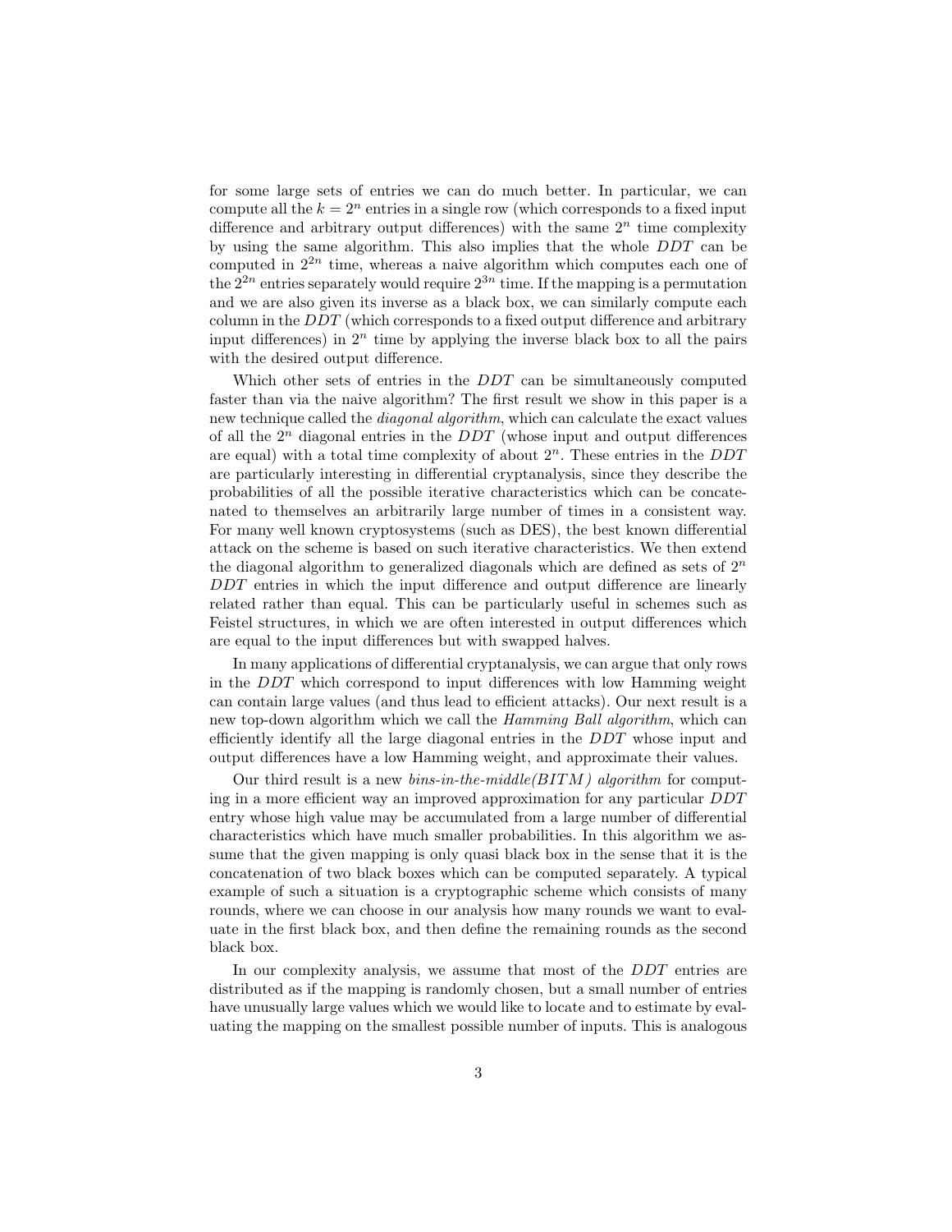for some large sets of entries we can do much better. In particular, we can compute all the $k = 2^n$ entries in a single row (which corresponds to a fixed input difference and arbitrary output differences) with the same $2^n$ time complexity by using the same algorithm. This also implies that the whole $DDT$ can be computed in $2^{2n}$ time, whereas a naive algorithm which computes each one of the $2^{2n}$ entries separately would require $2^{3n}$ time. If the mapping is a permutation and we are also given its inverse as a black box, we can similarly compute each column in the $DDT$ (which corresponds to a fixed output difference and arbitrary input differences) in $2^n$ time by applying the inverse black box to all the pairs with the desired output difference.

Which other sets of entries in the $DDT$ can be simultaneously computed faster than via the naive algorithm? The first result we show in this paper is a new technique called the *diagonal algorithm*, which can calculate the exact values of all the $2^n$ diagonal entries in the $DDT$ (whose input and output differences are equal) with a total time complexity of about $2^n$. These entries in the $DDT$ are particularly interesting in differential cryptanalysis, since they describe the probabilities of all the possible iterative characteristics which can be concatenated to themselves an arbitrarily large number of times in a consistent way. For many well known cryptosystems (such as DES), the best known differential attack on the scheme is based on such iterative characteristics. We then extend the diagonal algorithm to generalized diagonals which are defined as sets of $2^n$ $DDT$ entries in which the input difference and output difference are linearly related rather than equal. This can be particularly useful in schemes such as Feistel structures, in which we are often interested in output differences which are equal to the input differences but with swapped halves.

In many applications of differential cryptanalysis, we can argue that only rows in the $DDT$ which correspond to input differences with low Hamming weight can contain large values (and thus lead to efficient attacks). Our next result is a new top-down algorithm which we call the *Hamming Ball algorithm*, which can efficiently identify all the large diagonal entries in the $DDT$ whose input and output differences have a low Hamming weight, and approximate their values.

Our third result is a new *bins-in-the-middle(BITM) algorithm* for computing in a more efficient way an improved approximation for any particular $DDT$ entry whose high value may be accumulated from a large number of differential characteristics which have much smaller probabilities. In this algorithm we assume that the given mapping is only quasi black box in the sense that it is the concatenation of two black boxes which can be computed separately. A typical example of such a situation is a cryptographic scheme which consists of many rounds, where we can choose in our analysis how many rounds we want to evaluate in the first black box, and then define the remaining rounds as the second black box.

In our complexity analysis, we assume that most of the $DDT$ entries are distributed as if the mapping is randomly chosen, but a small number of entries have unusually large values which we would like to locate and to estimate by evaluating the mapping on the smallest possible number of inputs. This is analogous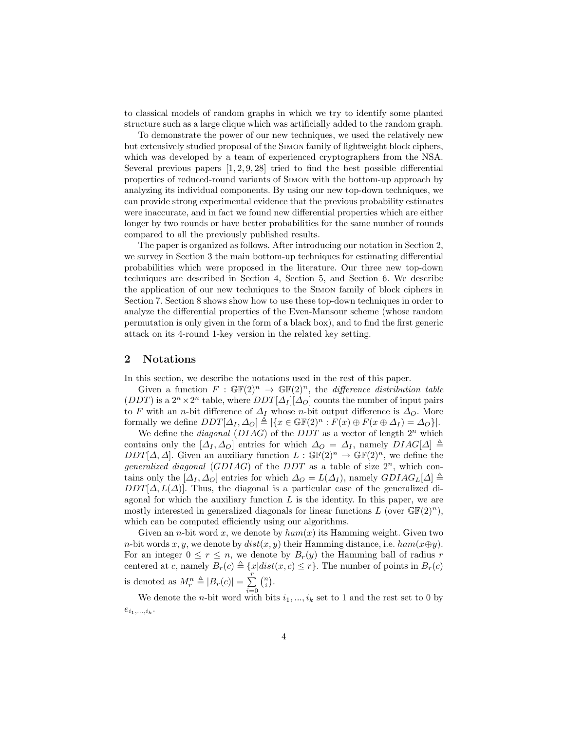to classical models of random graphs in which we try to identify some planted structure such as a large clique which was artificially added to the random graph.

To demonstrate the power of our new techniques, we used the relatively new but extensively studied proposal of the Simon family of lightweight block ciphers, which was developed by a team of experienced cryptographers from the NSA. Several previous papers [1, 2, 9, 28] tried to find the best possible differential properties of reduced-round variants of Simon with the bottom-up approach by analyzing its individual components. By using our new top-down techniques, we can provide strong experimental evidence that the previous probability estimates were inaccurate, and in fact we found new differential properties which are either longer by two rounds or have better probabilities for the same number of rounds compared to all the previously published results.

The paper is organized as follows. After introducing our notation in Section 2, we survey in Section 3 the main bottom-up techniques for estimating differential probabilities which were proposed in the literature. Our three new top-down techniques are described in Section 4, Section 5, and Section 6. We describe the application of our new techniques to the Simon family of block ciphers in Section 7. Section 8 shows show how to use these top-down techniques in order to analyze the differential properties of the Even-Mansour scheme (whose random permutation is only given in the form of a black box), and to find the first generic attack on its 4-round 1-key version in the related key setting.

## 2 Notations

In this section, we describe the notations used in the rest of this paper.

Given a function $F : \mathbb{GF}(2)^n \rightarrow \mathbb{GF}(2)^n$, the *difference distribution table* ($DDT$) is a $2^n \times 2^n$ table, where $DDT[\Delta_I][\Delta_O]$ counts the number of input pairs to $F$ with an $n$-bit difference of $\Delta_I$ whose $n$-bit output difference is $\Delta_O$. More formally we define $DDT[\Delta_I, \Delta_O] \triangleq |\{x \in \mathbb{GF}(2)^n : F(x) \oplus F(x \oplus \Delta_I) = \Delta_O\}|$.

We define the *diagonal* ($DIAG$) of the $DDT$ as a vector of length $2^n$ which contains only the $[\Delta_I, \Delta_O]$ entries for which $\Delta_O = \Delta_I$, namely $DIAG[\Delta] \triangleq DDT[\Delta, \Delta]$. Given an auxiliary function $L : \mathbb{GF}(2)^n \rightarrow \mathbb{GF}(2)^n$, we define the *generalized diagonal* ($GDIAG$) of the $DDT$ as a table of size $2^n$, which contains only the $[\Delta_I, \Delta_O]$ entries for which $\Delta_O = L(\Delta_I)$, namely $GDIAG_L[\Delta] \triangleq DDT[\Delta, L(\Delta)]$. Thus, the diagonal is a particular case of the generalized diagonal for which the auxiliary function $L$ is the identity. In this paper, we are mostly interested in generalized diagonals for linear functions $L$ (over $\mathbb{GF}(2)^n$), which can be computed efficiently using our algorithms.

Given an $n$-bit word $x$, we denote by $ham(x)$ its Hamming weight. Given two $n$-bit words $x, y$, we denote by $dist(x, y)$ their Hamming distance, i.e. $ham(x \oplus y)$. For an integer $0 \leq r \leq n$, we denote by $B_r(y)$ the Hamming ball of radius $r$ centered at $c$, namely $B_r(c) \triangleq \{x | dist(x, c) \leq r\}$. The number of points in $B_r(c)$ is denoted as $M_r^n \triangleq |B_r(c)| = \sum_{i=0}^{r} \binom{n}{i}$.

We denote the $n$-bit word with bits $i_1, ..., i_k$ set to 1 and the rest set to 0 by $e_{i_1,...,i_k}$.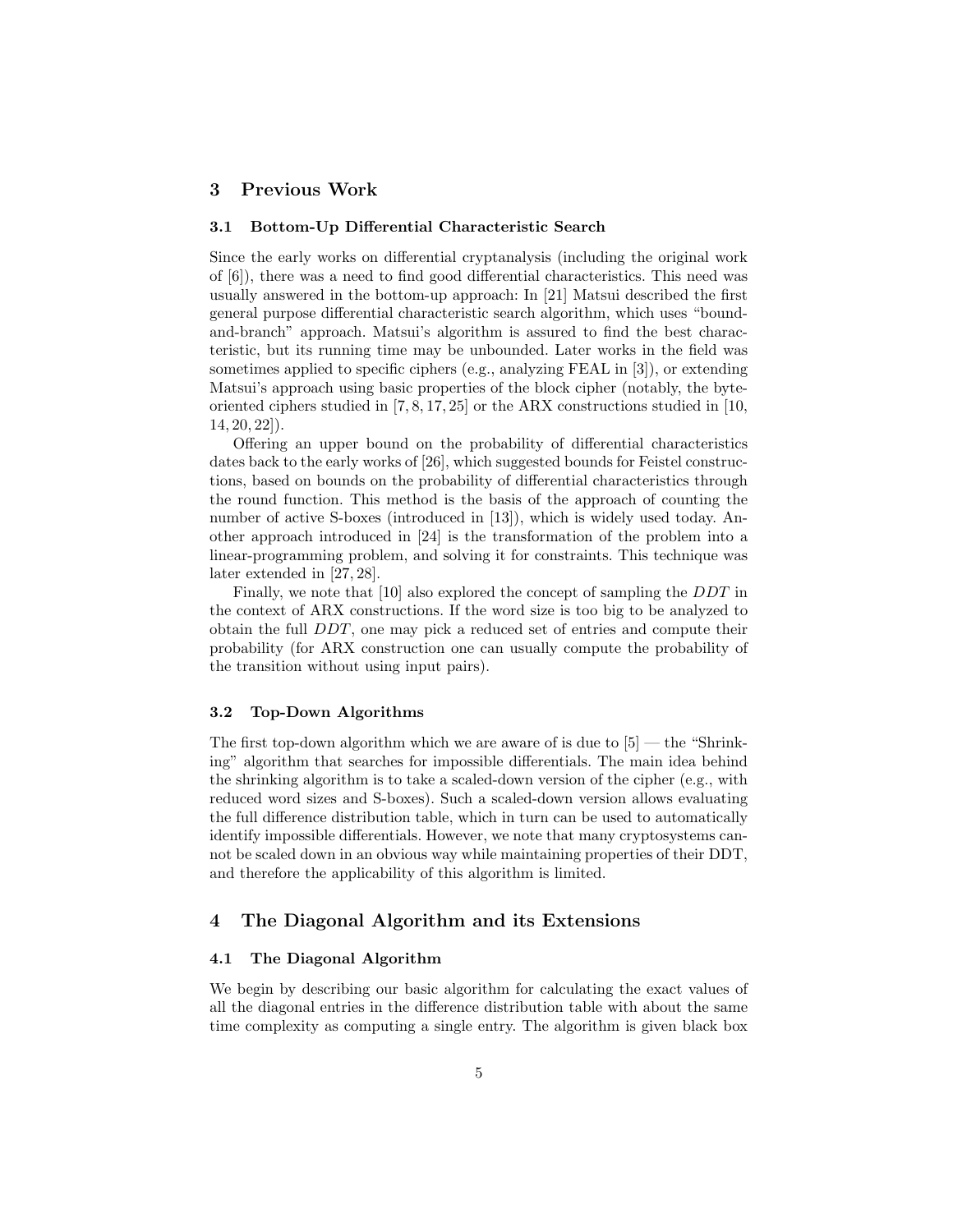## 3 Previous Work

### 3.1 Bottom-Up Differential Characteristic Search

Since the early works on differential cryptanalysis (including the original work of [6]), there was a need to find good differential characteristics. This need was usually answered in the bottom-up approach: In [21] Matsui described the first general purpose differential characteristic search algorithm, which uses "bound-and-branch" approach. Matsui's algorithm is assured to find the best characteristic, but its running time may be unbounded. Later works in the field was sometimes applied to specific ciphers (e.g., analyzing FEAL in [3]), or extending Matsui's approach using basic properties of the block cipher (notably, the byte-oriented ciphers studied in [7, 8, 17, 25] or the ARX constructions studied in [10, 14, 20, 22]).

Offering an upper bound on the probability of differential characteristics dates back to the early works of [26], which suggested bounds for Feistel constructions, based on bounds on the probability of differential characteristics through the round function. This method is the basis of the approach of counting the number of active S-boxes (introduced in [13]), which is widely used today. Another approach introduced in [24] is the transformation of the problem into a linear-programming problem, and solving it for constraints. This technique was later extended in [27, 28].

Finally, we note that [10] also explored the concept of sampling the $DDT$ in the context of ARX constructions. If the word size is too big to be analyzed to obtain the full $DDT$, one may pick a reduced set of entries and compute their probability (for ARX construction one can usually compute the probability of the transition without using input pairs).

### 3.2 Top-Down Algorithms

The first top-down algorithm which we are aware of is due to [5] — the "Shrinking" algorithm that searches for impossible differentials. The main idea behind the shrinking algorithm is to take a scaled-down version of the cipher (e.g., with reduced word sizes and S-boxes). Such a scaled-down version allows evaluating the full difference distribution table, which in turn can be used to automatically identify impossible differentials. However, we note that many cryptosystems cannot be scaled down in an obvious way while maintaining properties of their DDT, and therefore the applicability of this algorithm is limited.

## 4 The Diagonal Algorithm and its Extensions

### 4.1 The Diagonal Algorithm

We begin by describing our basic algorithm for calculating the exact values of all the diagonal entries in the difference distribution table with about the same time complexity as computing a single entry. The algorithm is given black box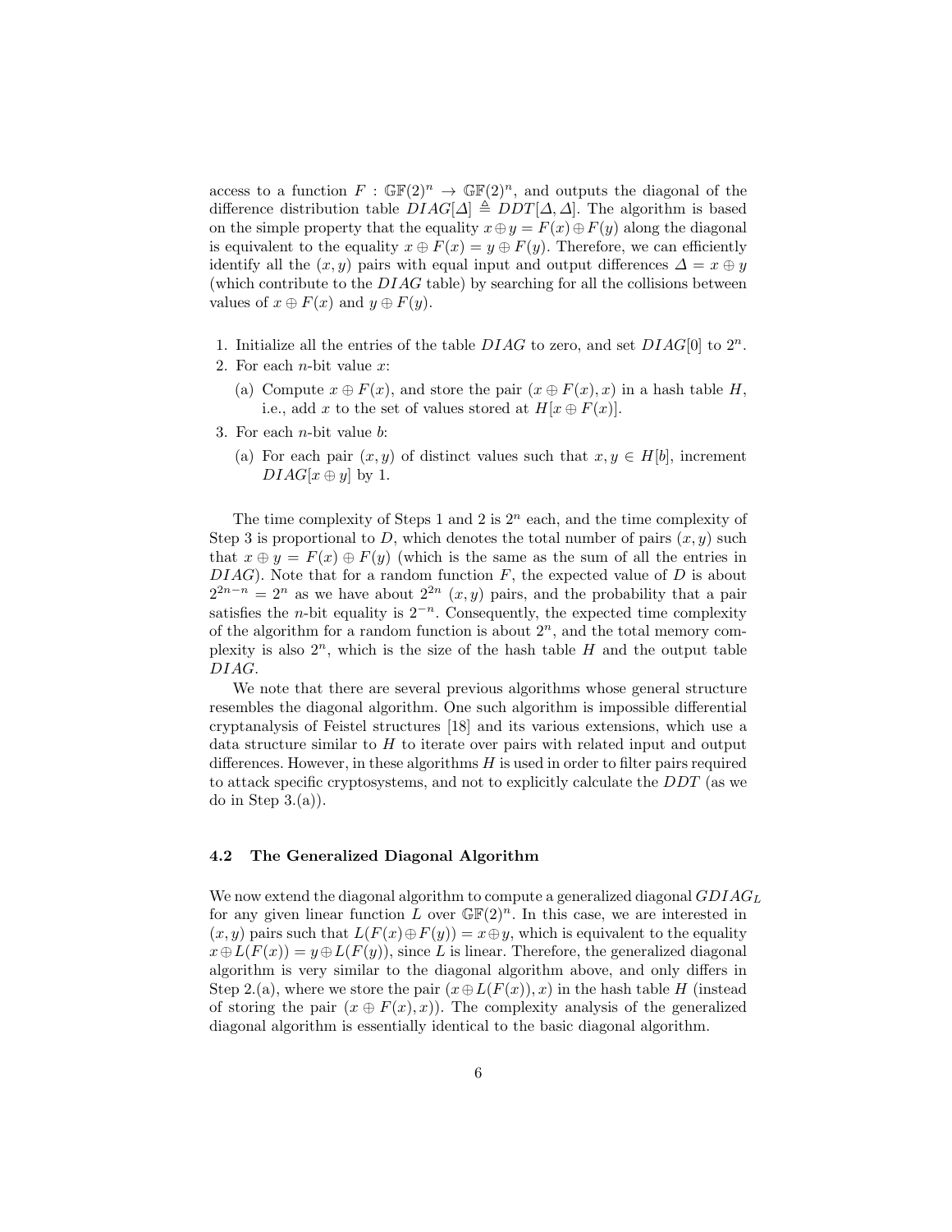access to a function $F : \mathbb{GF}(2)^n \rightarrow \mathbb{GF}(2)^n$, and outputs the diagonal of the difference distribution table $DIAG[\Delta] \triangleq DDT[\Delta, \Delta]$. The algorithm is based on the simple property that the equality $x \oplus y = F(x) \oplus F(y)$ along the diagonal is equivalent to the equality $x \oplus F(x) = y \oplus F(y)$. Therefore, we can efficiently identify all the $(x, y)$ pairs with equal input and output differences $\Delta = x \oplus y$ (which contribute to the $DIAG$ table) by searching for all the collisions between values of $x \oplus F(x)$ and $y \oplus F(y)$.

1. Initialize all the entries of the table $DIAG$ to zero, and set $DIAG[0]$ to $2^n$.
2. For each $n$-bit value $x$:
   (a) Compute $x \oplus F(x)$, and store the pair $(x \oplus F(x), x)$ in a hash table $H$, i.e., add $x$ to the set of values stored at $H[x \oplus F(x)]$.
3. For each $n$-bit value $b$:
   (a) For each pair $(x, y)$ of distinct values such that $x, y \in H[b]$, increment $DIAG[x \oplus y]$ by 1.

The time complexity of Steps 1 and 2 is $2^n$ each, and the time complexity of Step 3 is proportional to $D$, which denotes the total number of pairs $(x, y)$ such that $x \oplus y = F(x) \oplus F(y)$ (which is the same as the sum of all the entries in $DIAG$). Note that for a random function $F$, the expected value of $D$ is about $2^{2n-n} = 2^n$ as we have about $2^{2n}$ $(x, y)$ pairs, and the probability that a pair satisfies the $n$-bit equality is $2^{-n}$. Consequently, the expected time complexity of the algorithm for a random function is about $2^n$, and the total memory complexity is also $2^n$, which is the size of the hash table $H$ and the output table $DIAG$.

We note that there are several previous algorithms whose general structure resembles the diagonal algorithm. One such algorithm is impossible differential cryptanalysis of Feistel structures [18] and its various extensions, which use a data structure similar to $H$ to iterate over pairs with related input and output differences. However, in these algorithms $H$ is used in order to filter pairs required to attack specific cryptosystems, and not to explicitly calculate the $DDT$ (as we do in Step 3.(a)).

### 4.2 The Generalized Diagonal Algorithm

We now extend the diagonal algorithm to compute a generalized diagonal $GDIAG_L$ for any given linear function $L$ over $\mathbb{GF}(2)^n$. In this case, we are interested in $(x, y)$ pairs such that $L(F(x) \oplus F(y)) = x \oplus y$, which is equivalent to the equality $x \oplus L(F(x)) = y \oplus L(F(y))$, since $L$ is linear. Therefore, the generalized diagonal algorithm is very similar to the diagonal algorithm above, and only differs in Step 2.(a), where we store the pair $(x \oplus L(F(x)), x)$ in the hash table $H$ (instead of storing the pair $(x \oplus F(x), x)$). The complexity analysis of the generalized diagonal algorithm is essentially identical to the basic diagonal algorithm.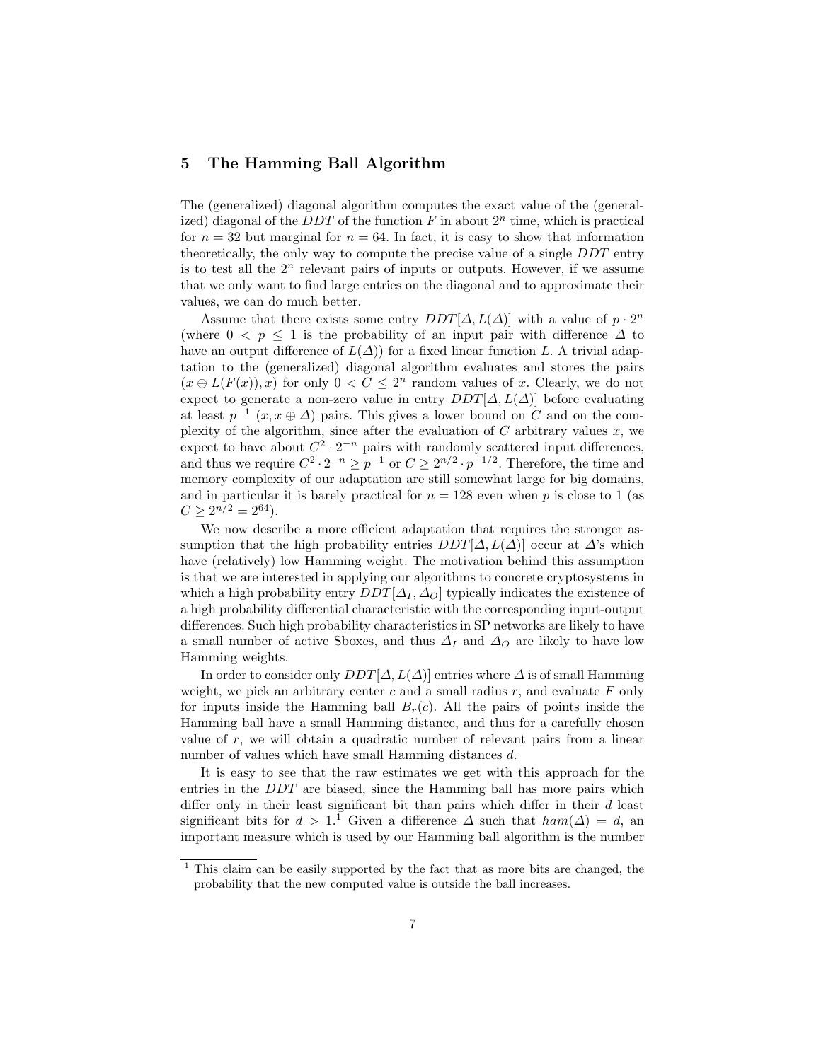## 5 The Hamming Ball Algorithm

The (generalized) diagonal algorithm computes the exact value of the (generalized) diagonal of the $DDT$ of the function $F$ in about $2^n$ time, which is practical for $n = 32$ but marginal for $n = 64$. In fact, it is easy to show that information theoretically, the only way to compute the precise value of a single $DDT$ entry is to test all the $2^n$ relevant pairs of inputs or outputs. However, if we assume that we only want to find large entries on the diagonal and to approximate their values, we can do much better.

Assume that there exists some entry $DDT[\Delta, L(\Delta)]$ with a value of $p \cdot 2^n$ (where $0 < p \leq 1$ is the probability of an input pair with difference $\Delta$ to have an output difference of $L(\Delta)$) for a fixed linear function $L$. A trivial adaptation to the (generalized) diagonal algorithm evaluates and stores the pairs $(x \oplus L(F(x)), x)$ for only $0 < C \leq 2^n$ random values of $x$. Clearly, we do not expect to generate a non-zero value in entry $DDT[\Delta, L(\Delta)]$ before evaluating at least $p^{-1}$ $(x, x \oplus \Delta)$ pairs. This gives a lower bound on $C$ and on the complexity of the algorithm, since after the evaluation of $C$ arbitrary values $x$, we expect to have about $C^2 \cdot 2^{-n}$ pairs with randomly scattered input differences, and thus we require $C^2 \cdot 2^{-n} \geq p^{-1}$ or $C \geq 2^{n/2} \cdot p^{-1/2}$. Therefore, the time and memory complexity of our adaptation are still somewhat large for big domains, and in particular it is barely practical for $n = 128$ even when $p$ is close to 1 (as $C \geq 2^{n/2} = 2^{64}$).

We now describe a more efficient adaptation that requires the stronger assumption that the high probability entries $DDT[\Delta, L(\Delta)]$ occur at $\Delta$'s which have (relatively) low Hamming weight. The motivation behind this assumption is that we are interested in applying our algorithms to concrete cryptosystems in which a high probability entry $DDT[\Delta_I, \Delta_O]$ typically indicates the existence of a high probability differential characteristic with the corresponding input-output differences. Such high probability characteristics in SP networks are likely to have a small number of active Sboxes, and thus $\Delta_I$ and $\Delta_O$ are likely to have low Hamming weights.

In order to consider only $DDT[\Delta, L(\Delta)]$ entries where $\Delta$ is of small Hamming weight, we pick an arbitrary center $c$ and a small radius $r$, and evaluate $F$ only for inputs inside the Hamming ball $B_r(c)$. All the pairs of points inside the Hamming ball have a small Hamming distance, and thus for a carefully chosen value of $r$, we will obtain a quadratic number of relevant pairs from a linear number of values which have small Hamming distances $d$.

It is easy to see that the raw estimates we get with this approach for the entries in the $DDT$ are biased, since the Hamming ball has more pairs which differ only in their least significant bit than pairs which differ in their $d$ least significant bits for $d > 1$.[1] Given a difference $\Delta$ such that $ham(\Delta) = d$, an important measure which is used by our Hamming ball algorithm is the number

[1] This claim can be easily supported by the fact that as more bits are changed, the probability that the new computed value is outside the ball increases.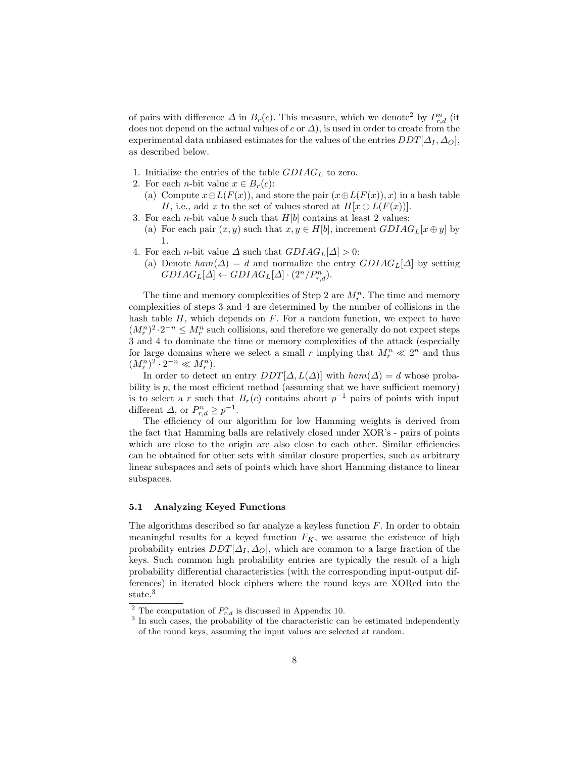of pairs with difference $\Delta$ in $B_r(c)$. This measure, which we denote[2] by $P^n_{r,d}$ (it does not depend on the actual values of $c$ or $\Delta$), is used in order to create from the experimental data unbiased estimates for the values of the entries $DDT[\Delta_I, \Delta_O]$, as described below.

1. Initialize the entries of the table $GDIAG_L$ to zero.
2. For each $n$-bit value $x \in B_r(c)$:
   (a) Compute $x \oplus L(F(x))$, and store the pair $(x \oplus L(F(x)), x)$ in a hash table $H$, i.e., add $x$ to the set of values stored at $H[x \oplus L(F(x))]$.
3. For each $n$-bit value $b$ such that $H[b]$ contains at least 2 values:
   (a) For each pair $(x, y)$ such that $x, y \in H[b]$, increment $GDIAG_L[x \oplus y]$ by 1.
4. For each $n$-bit value $\Delta$ such that $GDIAG_L[\Delta] > 0$:
   (a) Denote $ham(\Delta) = d$ and normalize the entry $GDIAG_L[\Delta]$ by setting $GDIAG_L[\Delta] \leftarrow GDIAG_L[\Delta] \cdot (2^n / P^n_{r,d})$.

The time and memory complexities of Step 2 are $M^n_r$. The time and memory complexities of steps 3 and 4 are determined by the number of collisions in the hash table $H$, which depends on $F$. For a random function, we expect to have $(M^n_r)^2 \cdot 2^{-n} \leq M^n_r$ such collisions, and therefore we generally do not expect steps 3 and 4 to dominate the time or memory complexities of the attack (especially for large domains where we select a small $r$ implying that $M^n_r \ll 2^n$ and thus $(M^n_r)^2 \cdot 2^{-n} \ll M^n_r$).

In order to detect an entry $DDT[\Delta, L(\Delta)]$ with $ham(\Delta) = d$ whose probability is $p$, the most efficient method (assuming that we have sufficient memory) is to select a $r$ such that $B_r(c)$ contains about $p^{-1}$ pairs of points with input different $\Delta$, or $P^n_{r,d} \geq p^{-1}$.

The efficiency of our algorithm for low Hamming weights is derived from the fact that Hamming balls are relatively closed under XOR's - pairs of points which are close to the origin are also close to each other. Similar efficiencies can be obtained for other sets with similar closure properties, such as arbitrary linear subspaces and sets of points which have short Hamming distance to linear subspaces.

### 5.1 Analyzing Keyed Functions

The algorithms described so far analyze a keyless function $F$. In order to obtain meaningful results for a keyed function $F_K$, we assume the existence of high probability entries $DDT[\Delta_I, \Delta_O]$, which are common to a large fraction of the keys. Such common high probability entries are typically the result of a high probability differential characteristics (with the corresponding input-output differences) in iterated block ciphers where the round keys are XORed into the state.[3]

[2] The computation of $P^n_{r,d}$ is discussed in Appendix 10.

[3] In such cases, the probability of the characteristic can be estimated independently of the round keys, assuming the input values are selected at random.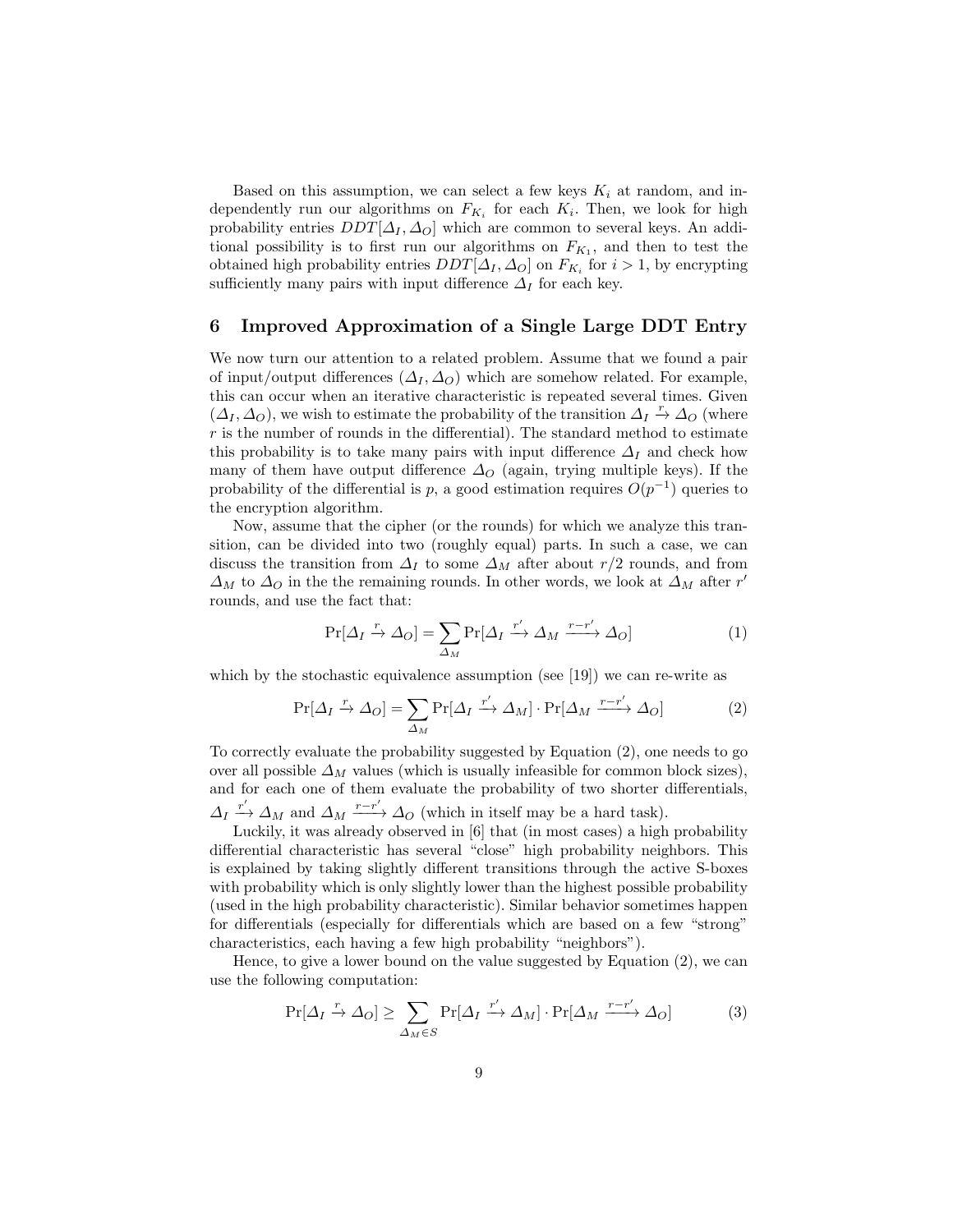Based on this assumption, we can select a few keys $K_i$ at random, and independently run our algorithms on $F_{K_i}$ for each $K_i$. Then, we look for high probability entries $DDT[\Delta_I, \Delta_O]$ which are common to several keys. An additional possibility is to first run our algorithms on $F_{K_1}$, and then to test the obtained high probability entries $DDT[\Delta_I, \Delta_O]$ on $F_{K_i}$ for $i > 1$, by encrypting sufficiently many pairs with input difference $\Delta_I$ for each key.

## 6 Improved Approximation of a Single Large DDT Entry

We now turn our attention to a related problem. Assume that we found a pair of input/output differences $(\Delta_I, \Delta_O)$ which are somehow related. For example, this can occur when an iterative characteristic is repeated several times. Given $(\Delta_I, \Delta_O)$, we wish to estimate the probability of the transition $\Delta_I \xrightarrow{r} \Delta_O$ (where $r$ is the number of rounds in the differential). The standard method to estimate this probability is to take many pairs with input difference $\Delta_I$ and check how many of them have output difference $\Delta_O$ (again, trying multiple keys). If the probability of the differential is $p$, a good estimation requires $O(p^{-1})$ queries to the encryption algorithm.

Now, assume that the cipher (or the rounds) for which we analyze this transition, can be divided into two (roughly equal) parts. In such a case, we can discuss the transition from $\Delta_I$ to some $\Delta_M$ after about $r/2$ rounds, and from $\Delta_M$ to $\Delta_O$ in the the remaining rounds. In other words, we look at $\Delta_M$ after $r'$ rounds, and use the fact that:

$$\Pr[\Delta_I \xrightarrow{r} \Delta_O] = \sum_{\Delta_M} \Pr[\Delta_I \xrightarrow{r'} \Delta_M \xrightarrow{r-r'} \Delta_O] \tag{1}$$

which by the stochastic equivalence assumption (see [19]) we can re-write as

$$\Pr[\Delta_I \xrightarrow{r} \Delta_O] = \sum_{\Delta_M} \Pr[\Delta_I \xrightarrow{r'} \Delta_M] \cdot \Pr[\Delta_M \xrightarrow{r-r'} \Delta_O] \tag{2}$$

To correctly evaluate the probability suggested by Equation (2), one needs to go over all possible $\Delta_M$ values (which is usually infeasible for common block sizes), and for each one of them evaluate the probability of two shorter differentials, $\Delta_I \xrightarrow{r'} \Delta_M$ and $\Delta_M \xrightarrow{r-r'} \Delta_O$ (which in itself may be a hard task).

Luckily, it was already observed in [6] that (in most cases) a high probability differential characteristic has several "close" high probability neighbors. This is explained by taking slightly different transitions through the active S-boxes with probability which is only slightly lower than the highest possible probability (used in the high probability characteristic). Similar behavior sometimes happen for differentials (especially for differentials which are based on a few "strong" characteristics, each having a few high probability "neighbors").

Hence, to give a lower bound on the value suggested by Equation (2), we can use the following computation:

$$\Pr[\Delta_I \xrightarrow{r} \Delta_O] \geq \sum_{\Delta_M \in S} \Pr[\Delta_I \xrightarrow{r'} \Delta_M] \cdot \Pr[\Delta_M \xrightarrow{r-r'} \Delta_O] \tag{3}$$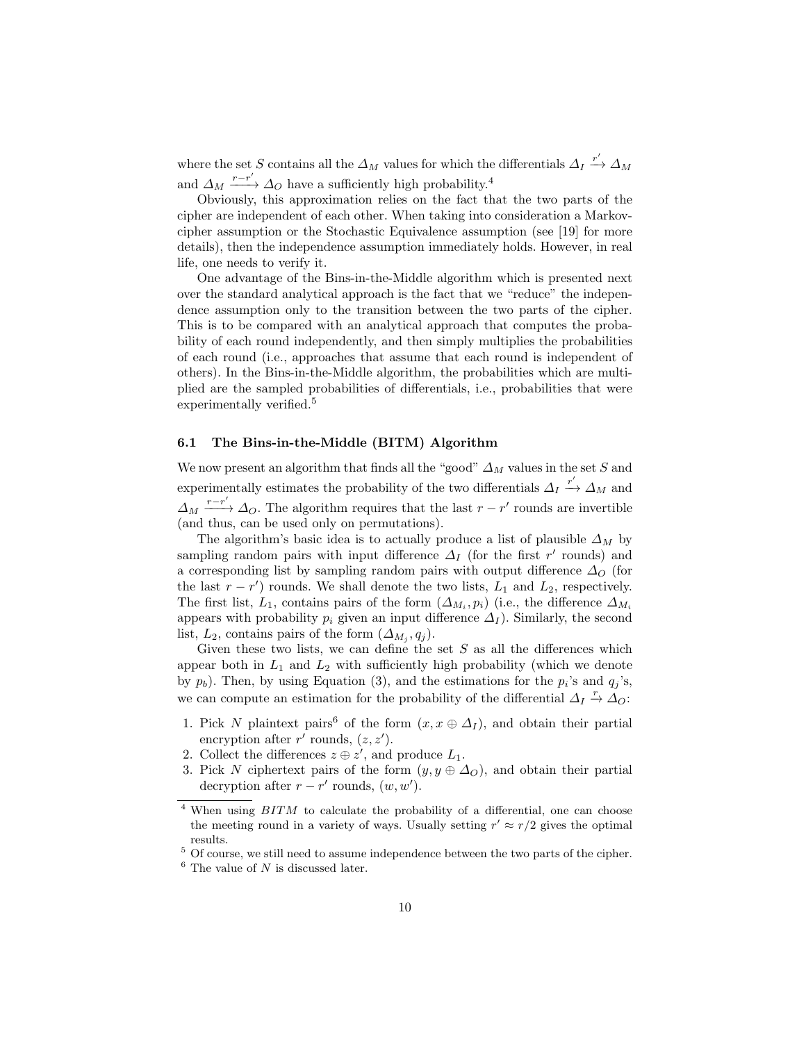where the set $S$ contains all the $\Delta_M$ values for which the differentials $\Delta_I \xrightarrow{r'} \Delta_M$ and $\Delta_M \xrightarrow{r-r'} \Delta_O$ have a sufficiently high probability.[4]

Obviously, this approximation relies on the fact that the two parts of the cipher are independent of each other. When taking into consideration a Markov-cipher assumption or the Stochastic Equivalence assumption (see [19] for more details), then the independence assumption immediately holds. However, in real life, one needs to verify it.

One advantage of the Bins-in-the-Middle algorithm which is presented next over the standard analytical approach is the fact that we "reduce" the independence assumption only to the transition between the two parts of the cipher. This is to be compared with an analytical approach that computes the probability of each round independently, and then simply multiplies the probabilities of each round (i.e., approaches that assume that each round is independent of others). In the Bins-in-the-Middle algorithm, the probabilities which are multiplied are the sampled probabilities of differentials, i.e., probabilities that were experimentally verified.[5]

### 6.1 The Bins-in-the-Middle (BITM) Algorithm

We now present an algorithm that finds all the "good" $\Delta_M$ values in the set $S$ and experimentally estimates the probability of the two differentials $\Delta_I \xrightarrow{r'} \Delta_M$ and $\Delta_M \xrightarrow{r-r'} \Delta_O$. The algorithm requires that the last $r - r'$ rounds are invertible (and thus, can be used only on permutations).

The algorithm's basic idea is to actually produce a list of plausible $\Delta_M$ by sampling random pairs with input difference $\Delta_I$ (for the first $r'$ rounds) and a corresponding list by sampling random pairs with output difference $\Delta_O$ (for the last $r - r'$) rounds. We shall denote the two lists, $L_1$ and $L_2$, respectively. The first list, $L_1$, contains pairs of the form $(\Delta_{M_i}, p_i)$ (i.e., the difference $\Delta_{M_i}$ appears with probability $p_i$ given an input difference $\Delta_I$). Similarly, the second list, $L_2$, contains pairs of the form $(\Delta_{M_j}, q_j)$.

Given these two lists, we can define the set $S$ as all the differences which appear both in $L_1$ and $L_2$ with sufficiently high probability (which we denote by $p_b$). Then, by using Equation (3), and the estimations for the $p_i$'s and $q_j$'s, we can compute an estimation for the probability of the differential $\Delta_I \xrightarrow{r} \Delta_O$:

1. Pick $N$ plaintext pairs[6] of the form $(x, x \oplus \Delta_I)$, and obtain their partial encryption after $r'$ rounds, $(z, z')$.
2. Collect the differences $z \oplus z'$, and produce $L_1$.
3. Pick $N$ ciphertext pairs of the form $(y, y \oplus \Delta_O)$, and obtain their partial decryption after $r - r'$ rounds, $(w, w')$.

---

[4] When using *BITM* to calculate the probability of a differential, one can choose the meeting round in a variety of ways. Usually setting $r' \approx r/2$ gives the optimal results.

[5] Of course, we still need to assume independence between the two parts of the cipher.

[6] The value of $N$ is discussed later.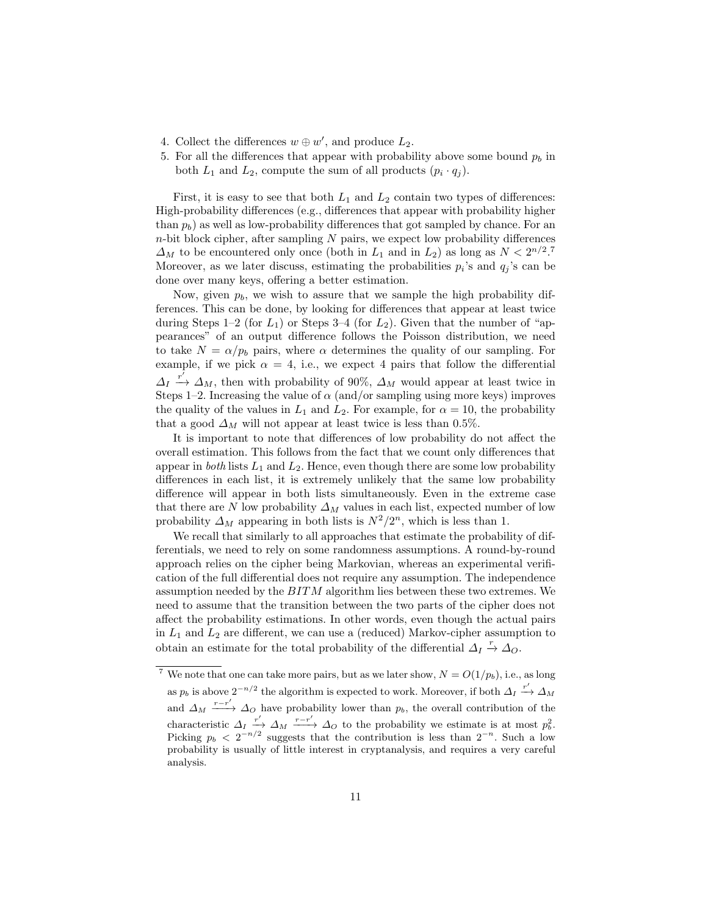4. Collect the differences $w \oplus w'$, and produce $L_2$.
5. For all the differences that appear with probability above some bound $p_b$ in both $L_1$ and $L_2$, compute the sum of all products $(p_i \cdot q_j)$.

First, it is easy to see that both $L_1$ and $L_2$ contain two types of differences: High-probability differences (e.g., differences that appear with probability higher than $p_b$) as well as low-probability differences that got sampled by chance. For an $n$-bit block cipher, after sampling $N$ pairs, we expect low probability differences $\Delta_M$ to be encountered only once (both in $L_1$ and in $L_2$) as long as $N < 2^{n/2}$.[7] Moreover, as we later discuss, estimating the probabilities $p_i$'s and $q_j$'s can be done over many keys, offering a better estimation.

Now, given $p_b$, we wish to assure that we sample the high probability differences. This can be done, by looking for differences that appear at least twice during Steps 1–2 (for $L_1$) or Steps 3–4 (for $L_2$). Given that the number of "appearances" of an output difference follows the Poisson distribution, we need to take $N = \alpha/p_b$ pairs, where $\alpha$ determines the quality of our sampling. For example, if we pick $\alpha = 4$, i.e., we expect 4 pairs that follow the differential $\Delta_I \xrightarrow{r'} \Delta_M$, then with probability of 90%, $\Delta_M$ would appear at least twice in Steps 1–2. Increasing the value of $\alpha$ (and/or sampling using more keys) improves the quality of the values in $L_1$ and $L_2$. For example, for $\alpha = 10$, the probability that a good $\Delta_M$ will not appear at least twice is less than 0.5%.

It is important to note that differences of low probability do not affect the overall estimation. This follows from the fact that we count only differences that appear in *both* lists $L_1$ and $L_2$. Hence, even though there are some low probability differences in each list, it is extremely unlikely that the same low probability difference will appear in both lists simultaneously. Even in the extreme case that there are $N$ low probability $\Delta_M$ values in each list, expected number of low probability $\Delta_M$ appearing in both lists is $N^2/2^n$, which is less than 1.

We recall that similarly to all approaches that estimate the probability of differentials, we need to rely on some randomness assumptions. A round-by-round approach relies on the cipher being Markovian, whereas an experimental verification of the full differential does not require any assumption. The independence assumption needed by the $BITM$ algorithm lies between these two extremes. We need to assume that the transition between the two parts of the cipher does not affect the probability estimations. In other words, even though the actual pairs in $L_1$ and $L_2$ are different, we can use a (reduced) Markov-cipher assumption to obtain an estimate for the total probability of the differential $\Delta_I \xrightarrow{r} \Delta_O$.

---

[7] We note that one can take more pairs, but as we later show, $N = O(1/p_b)$, i.e., as long as $p_b$ is above $2^{-n/2}$ the algorithm is expected to work. Moreover, if both $\Delta_I \xrightarrow{r'} \Delta_M$ and $\Delta_M \xrightarrow{r-r'} \Delta_O$ have probability lower than $p_b$, the overall contribution of the characteristic $\Delta_I \xrightarrow{r'} \Delta_M \xrightarrow{r-r'} \Delta_O$ to the probability we estimate is at most $p_b^2$. Picking $p_b < 2^{-n/2}$ suggests that the contribution is less than $2^{-n}$. Such a low probability is usually of little interest in cryptanalysis, and requires a very careful analysis.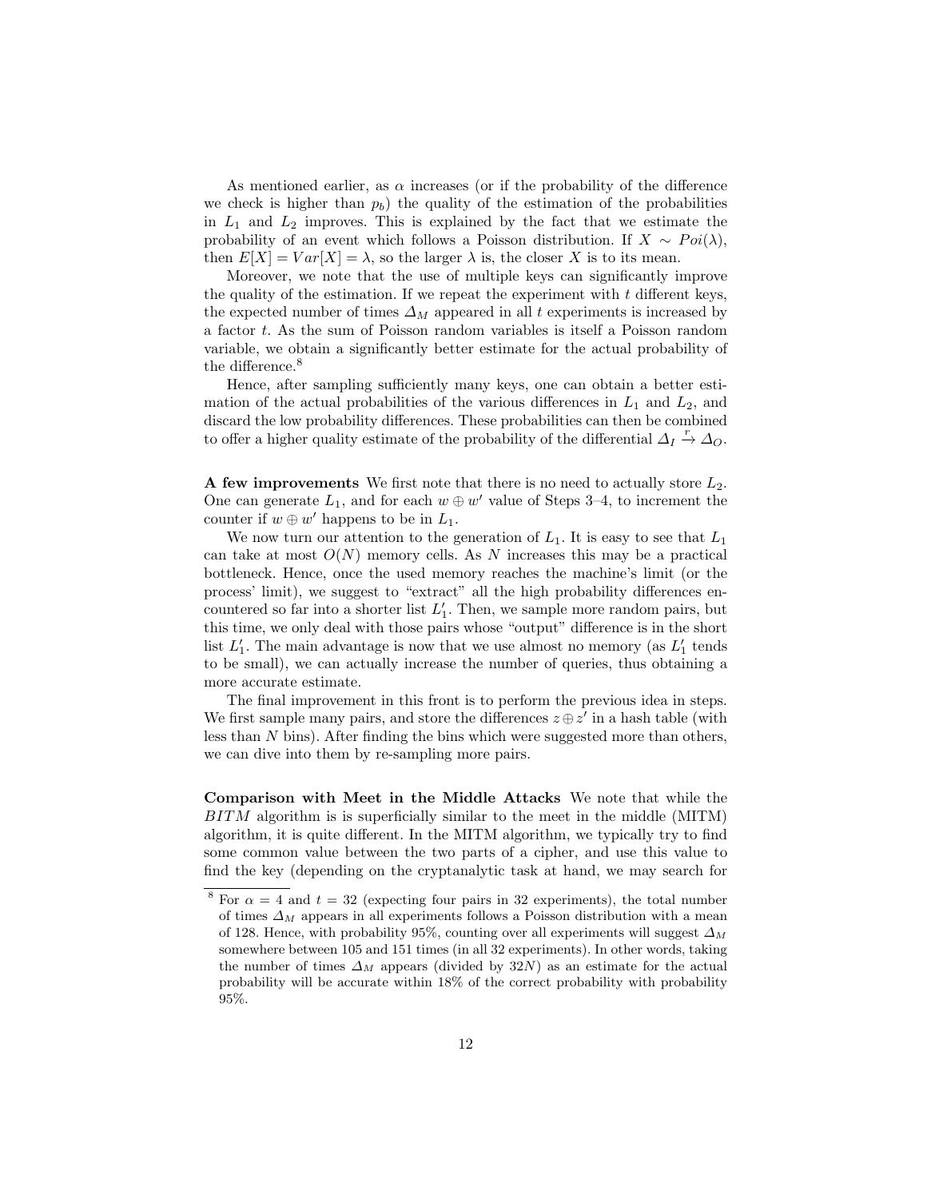As mentioned earlier, as $\alpha$ increases (or if the probability of the difference we check is higher than $p_b$) the quality of the estimation of the probabilities in $L_1$ and $L_2$ improves. This is explained by the fact that we estimate the probability of an event which follows a Poisson distribution. If $X \sim Poi(\lambda)$, then $E[X] = Var[X] = \lambda$, so the larger $\lambda$ is, the closer $X$ is to its mean.

Moreover, we note that the use of multiple keys can significantly improve the quality of the estimation. If we repeat the experiment with $t$ different keys, the expected number of times $\Delta_M$ appeared in all $t$ experiments is increased by a factor $t$. As the sum of Poisson random variables is itself a Poisson random variable, we obtain a significantly better estimate for the actual probability of the difference.[8]

Hence, after sampling sufficiently many keys, one can obtain a better estimation of the actual probabilities of the various differences in $L_1$ and $L_2$, and discard the low probability differences. These probabilities can then be combined to offer a higher quality estimate of the probability of the differential $\Delta_I \xrightarrow{r} \Delta_O$.

**A few improvements** We first note that there is no need to actually store $L_2$. One can generate $L_1$, and for each $w \oplus w'$ value of Steps 3–4, to increment the counter if $w \oplus w'$ happens to be in $L_1$.

We now turn our attention to the generation of $L_1$. It is easy to see that $L_1$ can take at most $O(N)$ memory cells. As $N$ increases this may be a practical bottleneck. Hence, once the used memory reaches the machine's limit (or the process' limit), we suggest to "extract" all the high probability differences encountered so far into a shorter list $L_1'$. Then, we sample more random pairs, but this time, we only deal with those pairs whose "output" difference is in the short list $L_1'$. The main advantage is now that we use almost no memory (as $L_1'$ tends to be small), we can actually increase the number of queries, thus obtaining a more accurate estimate.

The final improvement in this front is to perform the previous idea in steps. We first sample many pairs, and store the differences $z \oplus z'$ in a hash table (with less than $N$ bins). After finding the bins which were suggested more than others, we can dive into them by re-sampling more pairs.

**Comparison with Meet in the Middle Attacks** We note that while the $BITM$ algorithm is is superficially similar to the meet in the middle (MITM) algorithm, it is quite different. In the MITM algorithm, we typically try to find some common value between the two parts of a cipher, and use this value to find the key (depending on the cryptanalytic task at hand, we may search for

[8] For $\alpha = 4$ and $t = 32$ (expecting four pairs in 32 experiments), the total number of times $\Delta_M$ appears in all experiments follows a Poisson distribution with a mean of 128. Hence, with probability 95%, counting over all experiments will suggest $\Delta_M$ somewhere between 105 and 151 times (in all 32 experiments). In other words, taking the number of times $\Delta_M$ appears (divided by $32N$) as an estimate for the actual probability will be accurate within 18% of the correct probability with probability 95%.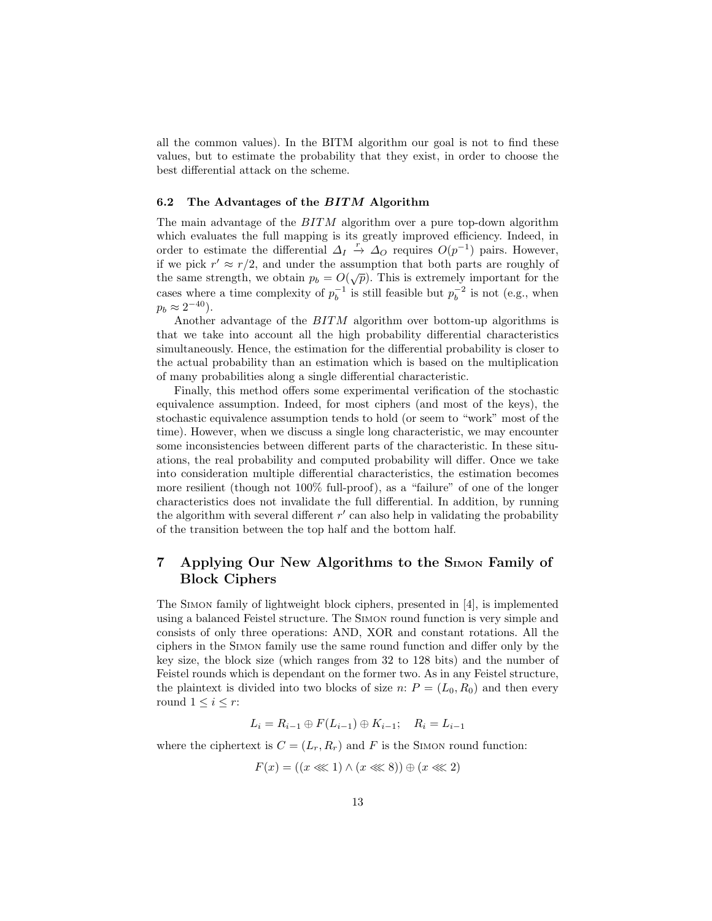all the common values). In the BITM algorithm our goal is not to find these values, but to estimate the probability that they exist, in order to choose the best differential attack on the scheme.

### 6.2 The Advantages of the *BITM* Algorithm

The main advantage of the *BITM* algorithm over a pure top-down algorithm which evaluates the full mapping is its greatly improved efficiency. Indeed, in order to estimate the differential $\Delta_I \xrightarrow{r} \Delta_O$ requires $O(p^{-1})$ pairs. However, if we pick $r' \approx r/2$, and under the assumption that both parts are roughly of the same strength, we obtain $p_b = O(\sqrt{p})$. This is extremely important for the cases where a time complexity of $p_b^{-1}$ is still feasible but $p_b^{-2}$ is not (e.g., when $p_b \approx 2^{-40}$).

Another advantage of the *BITM* algorithm over bottom-up algorithms is that we take into account all the high probability differential characteristics simultaneously. Hence, the estimation for the differential probability is closer to the actual probability than an estimation which is based on the multiplication of many probabilities along a single differential characteristic.

Finally, this method offers some experimental verification of the stochastic equivalence assumption. Indeed, for most ciphers (and most of the keys), the stochastic equivalence assumption tends to hold (or seem to "work" most of the time). However, when we discuss a single long characteristic, we may encounter some inconsistencies between different parts of the characteristic. In these situations, the real probability and computed probability will differ. Once we take into consideration multiple differential characteristics, the estimation becomes more resilient (though not 100% full-proof), as a "failure" of one of the longer characteristics does not invalidate the full differential. In addition, by running the algorithm with several different $r'$ can also help in validating the probability of the transition between the top half and the bottom half.

## 7 Applying Our New Algorithms to the Simon Family of Block Ciphers

The Simon family of lightweight block ciphers, presented in [4], is implemented using a balanced Feistel structure. The Simon round function is very simple and consists of only three operations: AND, XOR and constant rotations. All the ciphers in the Simon family use the same round function and differ only by the key size, the block size (which ranges from 32 to 128 bits) and the number of Feistel rounds which is dependant on the former two. As in any Feistel structure, the plaintext is divided into two blocks of size $n$: $P = (L_0, R_0)$ and then every round $1 \leq i \leq r$:

$$L_i = R_{i-1} \oplus F(L_{i-1}) \oplus K_{i-1}; \quad R_i = L_{i-1}$$

where the ciphertext is $C = (L_r, R_r)$ and $F$ is the Simon round function:

$$F(x) = ((x \lll 1) \wedge (x \lll 8)) \oplus (x \lll 2)$$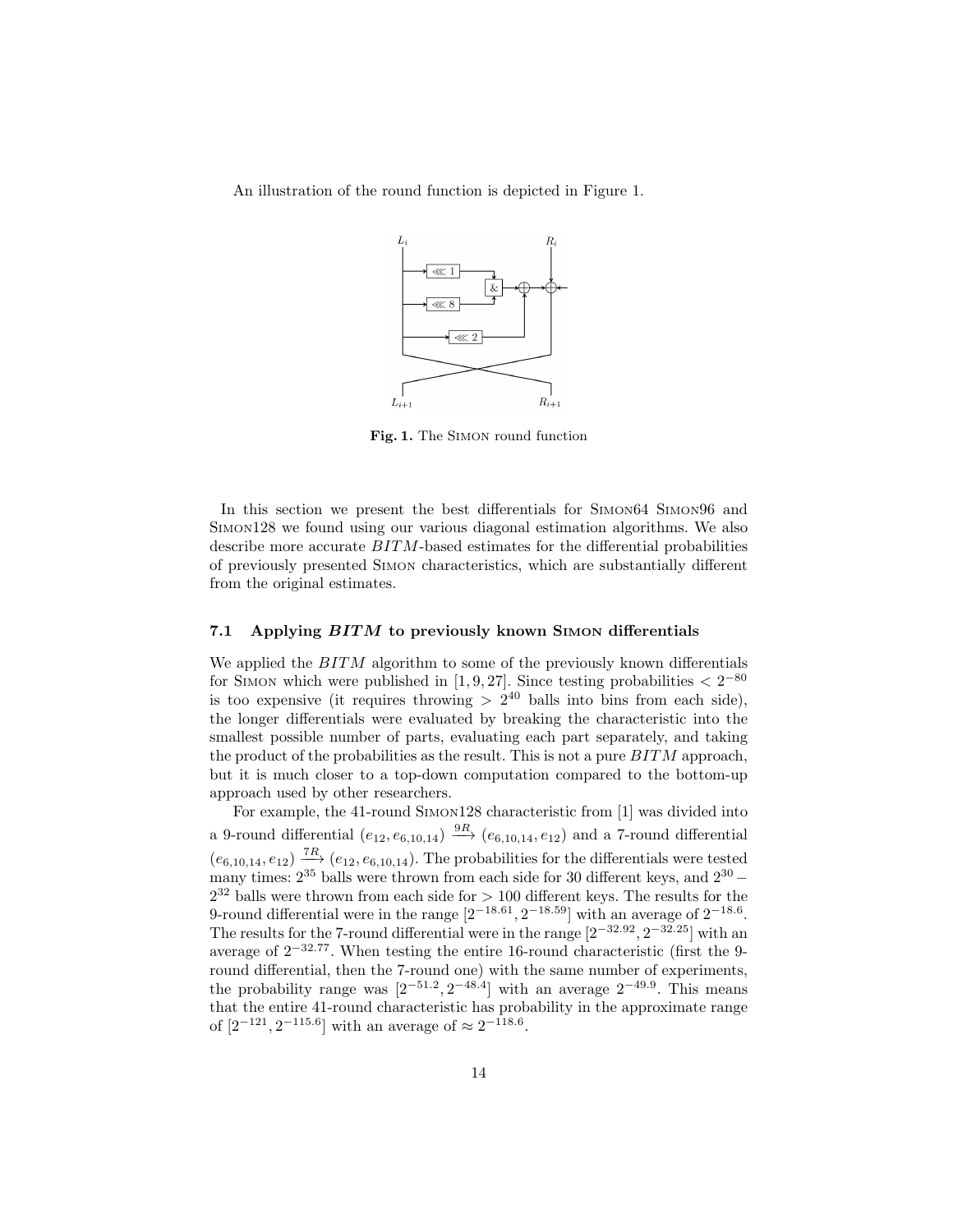An illustration of the round function is depicted in Figure 1.

**Fig. 1.** The SIMON round function

In this section we present the best differentials for SIMON64 SIMON96 and SIMON128 we found using our various diagonal estimation algorithms. We also describe more accurate $BITM$-based estimates for the differential probabilities of previously presented SIMON characteristics, which are substantially different from the original estimates.

### 7.1 Applying $BITM$ to previously known SIMON differentials

We applied the $BITM$ algorithm to some of the previously known differentials for SIMON which were published in [1, 9, 27]. Since testing probabilities $< 2^{-80}$ is too expensive (it requires throwing $> 2^{40}$ balls into bins from each side), the longer differentials were evaluated by breaking the characteristic into the smallest possible number of parts, evaluating each part separately, and taking the product of the probabilities as the result. This is not a pure $BITM$ approach, but it is much closer to a top-down computation compared to the bottom-up approach used by other researchers.

For example, the 41-round SIMON128 characteristic from [1] was divided into a 9-round differential $(e_{12}, e_{6,10,14}) \xrightarrow{9R} (e_{6,10,14}, e_{12})$ and a 7-round differential $(e_{6,10,14}, e_{12}) \xrightarrow{7R} (e_{12}, e_{6,10,14})$. The probabilities for the differentials were tested many times: $2^{35}$ balls were thrown from each side for 30 different keys, and $2^{30} - 2^{32}$ balls were thrown from each side for $> 100$ different keys. The results for the 9-round differential were in the range $[2^{-18.61}, 2^{-18.59}]$ with an average of $2^{-18.6}$. The results for the 7-round differential were in the range $[2^{-32.92}, 2^{-32.25}]$ with an average of $2^{-32.77}$. When testing the entire 16-round characteristic (first the 9-round differential, then the 7-round one) with the same number of experiments, the probability range was $[2^{-51.2}, 2^{-48.4}]$ with an average $2^{-49.9}$. This means that the entire 41-round characteristic has probability in the approximate range of $[2^{-121}, 2^{-115.6}]$ with an average of $\approx 2^{-118.6}$.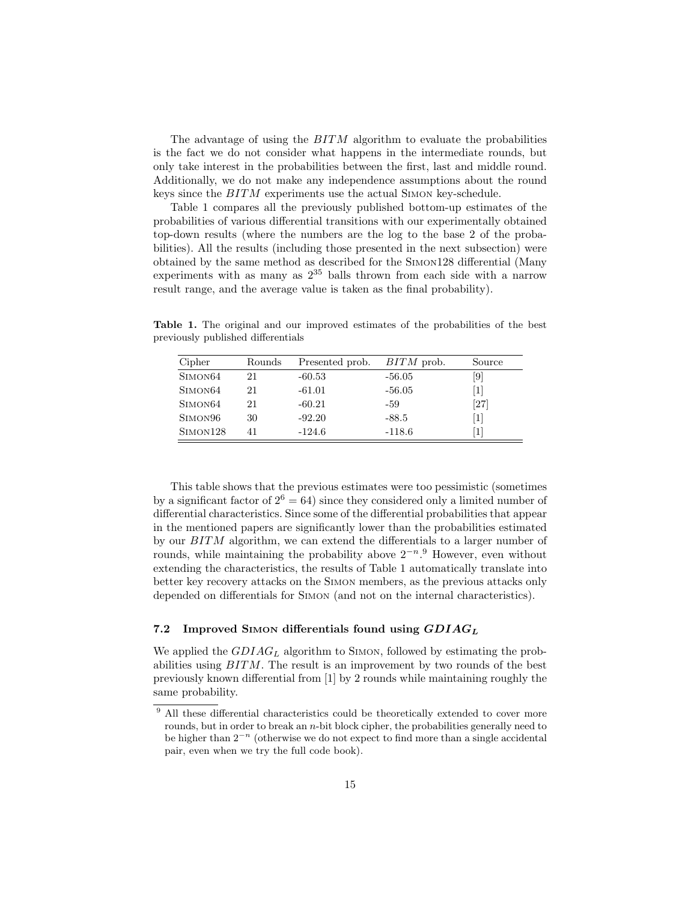The advantage of using the $BITM$ algorithm to evaluate the probabilities is the fact we do not consider what happens in the intermediate rounds, but only take interest in the probabilities between the first, last and middle round. Additionally, we do not make any independence assumptions about the round keys since the $BITM$ experiments use the actual Simon key-schedule.

Table 1 compares all the previously published bottom-up estimates of the probabilities of various differential transitions with our experimentally obtained top-down results (where the numbers are the log to the base 2 of the probabilities). All the results (including those presented in the next subsection) were obtained by the same method as described for the Simon128 differential (Many experiments with as many as $2^{35}$ balls thrown from each side with a narrow result range, and the average value is taken as the final probability).

**Table 1.** The original and our improved estimates of the probabilities of the best previously published differentials

| Cipher | Rounds | Presented prob. | $BITM$ prob. | Source |
|---|---|---|---|---|
| Simon64 | 21 | -60.53 | -56.05 | [9] |
| Simon64 | 21 | -61.01 | -56.05 | [1] |
| Simon64 | 21 | -60.21 | -59 | [27] |
| Simon96 | 30 | -92.20 | -88.5 | [1] |
| Simon128 | 41 | -124.6 | -118.6 | [1] |

This table shows that the previous estimates were too pessimistic (sometimes by a significant factor of $2^6 = 64$) since they considered only a limited number of differential characteristics. Since some of the differential probabilities that appear in the mentioned papers are significantly lower than the probabilities estimated by our $BITM$ algorithm, we can extend the differentials to a larger number of rounds, while maintaining the probability above $2^{-n}$.[9] However, even without extending the characteristics, the results of Table 1 automatically translate into better key recovery attacks on the Simon members, as the previous attacks only depended on differentials for Simon (and not on the internal characteristics).

### 7.2 Improved Simon differentials found using $GDIAG_L$

We applied the $GDIAG_L$ algorithm to Simon, followed by estimating the probabilities using $BITM$. The result is an improvement by two rounds of the best previously known differential from [1] by 2 rounds while maintaining roughly the same probability.

[9] All these differential characteristics could be theoretically extended to cover more rounds, but in order to break an $n$-bit block cipher, the probabilities generally need to be higher than $2^{-n}$ (otherwise we do not expect to find more than a single accidental pair, even when we try the full code book).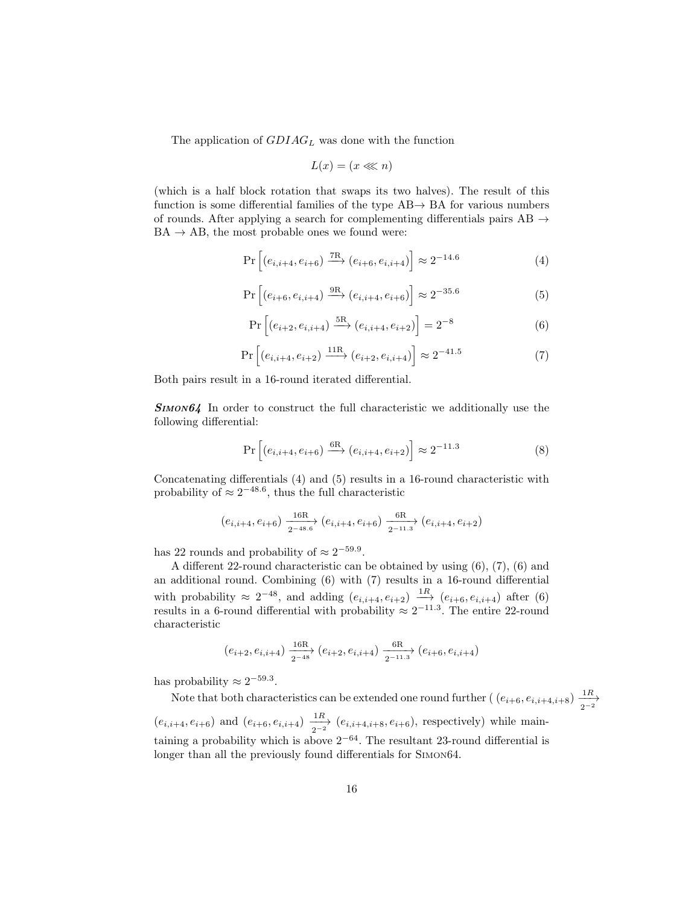The application of $GDIAG_L$ was done with the function

$$L(x) = (x \lll n)$$

(which is a half block rotation that swaps its two halves). The result of this function is some differential families of the type AB→ BA for various numbers of rounds. After applying a search for complementing differentials pairs AB → BA → AB, the most probable ones we found were:

$$\Pr\left[(e_{i,i+4}, e_{i+6}) \xrightarrow{7\text{R}} (e_{i+6}, e_{i,i+4})\right] \approx 2^{-14.6} \tag{4}$$

$$\Pr\left[(e_{i+6}, e_{i,i+4}) \xrightarrow{9\text{R}} (e_{i,i+4}, e_{i+6})\right] \approx 2^{-35.6} \tag{5}$$

$$\Pr\left[(e_{i+2}, e_{i,i+4}) \xrightarrow{5\text{R}} (e_{i,i+4}, e_{i+2})\right] = 2^{-8} \tag{6}$$

$$\Pr\left[(e_{i,i+4}, e_{i+2}) \xrightarrow{11\text{R}} (e_{i+2}, e_{i,i+4})\right] \approx 2^{-41.5} \tag{7}$$

Both pairs result in a 16-round iterated differential.

***Simon64*** In order to construct the full characteristic we additionally use the following differential:

$$\Pr\left[(e_{i,i+4}, e_{i+6}) \xrightarrow{6\text{R}} (e_{i,i+4}, e_{i+2})\right] \approx 2^{-11.3} \tag{8}$$

Concatenating differentials (4) and (5) results in a 16-round characteristic with probability of $\approx 2^{-48.6}$, thus the full characteristic

$$(e_{i,i+4}, e_{i+6}) \xrightarrow[2^{-48.6}]{16\text{R}} (e_{i,i+4}, e_{i+6}) \xrightarrow[2^{-11.3}]{6\text{R}} (e_{i,i+4}, e_{i+2})$$

has 22 rounds and probability of $\approx 2^{-59.9}$.

A different 22-round characteristic can be obtained by using (6), (7), (6) and an additional round. Combining (6) with (7) results in a 16-round differential with probability $\approx 2^{-48}$, and adding $(e_{i,i+4}, e_{i+2}) \xrightarrow{1R} (e_{i+6}, e_{i,i+4})$ after (6) results in a 6-round differential with probability $\approx 2^{-11.3}$. The entire 22-round characteristic

$$(e_{i+2}, e_{i,i+4}) \xrightarrow[2^{-48}]{16\text{R}} (e_{i+2}, e_{i,i+4}) \xrightarrow[2^{-11.3}]{6\text{R}} (e_{i+6}, e_{i,i+4})$$

has probability $\approx 2^{-59.3}$.

Note that both characteristics can be extended one round further ( $(e_{i+6}, e_{i,i+4,i+8}) \xrightarrow[2^{-2}]{1R} (e_{i,i+4}, e_{i+6})$ and $(e_{i+6}, e_{i,i+4}) \xrightarrow[2^{-2}]{1R} (e_{i,i+4,i+8}, e_{i+6})$, respectively) while maintaining a probability which is above $2^{-64}$. The resultant 23-round differential is longer than all the previously found differentials for Simon64.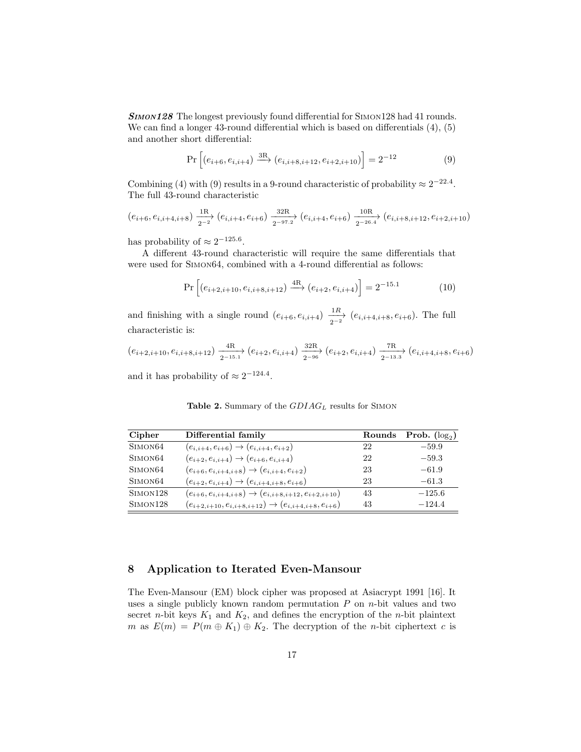***Simon128*** The longest previously found differential for Simon128 had 41 rounds. We can find a longer 43-round differential which is based on differentials (4), (5) and another short differential:

$$\Pr\left[(e_{i+6}, e_{i,i+4}) \xrightarrow{\text{3R}} (e_{i,i+8,i+12}, e_{i+2,i+10})\right] = 2^{-12} \tag{9}$$

Combining (4) with (9) results in a 9-round characteristic of probability $\approx 2^{-22.4}$. The full 43-round characteristic

$$(e_{i+6}, e_{i,i+4,i+8}) \xrightarrow[2^{-2}]{\text{1R}} (e_{i,i+4}, e_{i+6}) \xrightarrow[2^{-97.2}]{\text{32R}} (e_{i,i+4}, e_{i+6}) \xrightarrow[2^{-26.4}]{\text{10R}} (e_{i,i+8,i+12}, e_{i+2,i+10})$$

has probability of $\approx 2^{-125.6}$.

A different 43-round characteristic will require the same differentials that were used for Simon64, combined with a 4-round differential as follows:

$$\Pr\left[(e_{i+2,i+10}, e_{i,i+8,i+12}) \xrightarrow{\text{4R}} (e_{i+2}, e_{i,i+4})\right] = 2^{-15.1} \tag{10}$$

and finishing with a single round $(e_{i+6}, e_{i,i+4}) \xrightarrow[2^{-2}]{1R} (e_{i,i+4,i+8}, e_{i+6})$. The full characteristic is:

$$(e_{i+2,i+10}, e_{i,i+8,i+12}) \xrightarrow[2^{-15.1}]{\text{4R}} (e_{i+2}, e_{i,i+4}) \xrightarrow[2^{-96}]{\text{32R}} (e_{i+2}, e_{i,i+4}) \xrightarrow[2^{-13.3}]{\text{7R}} (e_{i,i+4,i+8}, e_{i+6})$$

and it has probability of $\approx 2^{-124.4}$.

**Table 2.** Summary of the $GDIAG_L$ results for Simon

| Cipher | Differential family | Rounds | Prob. ($\log_2$) |
|---|---|---|---|
| Simon64 | $(e_{i,i+4}, e_{i+6}) \to (e_{i,i+4}, e_{i+2})$ | 22 | $-59.9$ |
| Simon64 | $(e_{i+2}, e_{i,i+4}) \to (e_{i+6}, e_{i,i+4})$ | 22 | $-59.3$ |
| Simon64 | $(e_{i+6}, e_{i,i+4,i+8}) \to (e_{i,i+4}, e_{i+2})$ | 23 | $-61.9$ |
| Simon64 | $(e_{i+2}, e_{i,i+4}) \to (e_{i,i+4,i+8}, e_{i+6})$ | 23 | $-61.3$ |
| Simon128 | $(e_{i+6}, e_{i,i+4,i+8}) \to (e_{i,i+8,i+12}, e_{i+2,i+10})$ | 43 | $-125.6$ |
| Simon128 | $(e_{i+2,i+10}, e_{i,i+8,i+12}) \to (e_{i,i+4,i+8}, e_{i+6})$ | 43 | $-124.4$ |

## 8 Application to Iterated Even-Mansour

The Even-Mansour (EM) block cipher was proposed at Asiacrypt 1991 [16]. It uses a single publicly known random permutation $P$ on $n$-bit values and two secret $n$-bit keys $K_1$ and $K_2$, and defines the encryption of the $n$-bit plaintext $m$ as $E(m) = P(m \oplus K_1) \oplus K_2$. The decryption of the $n$-bit ciphertext $c$ is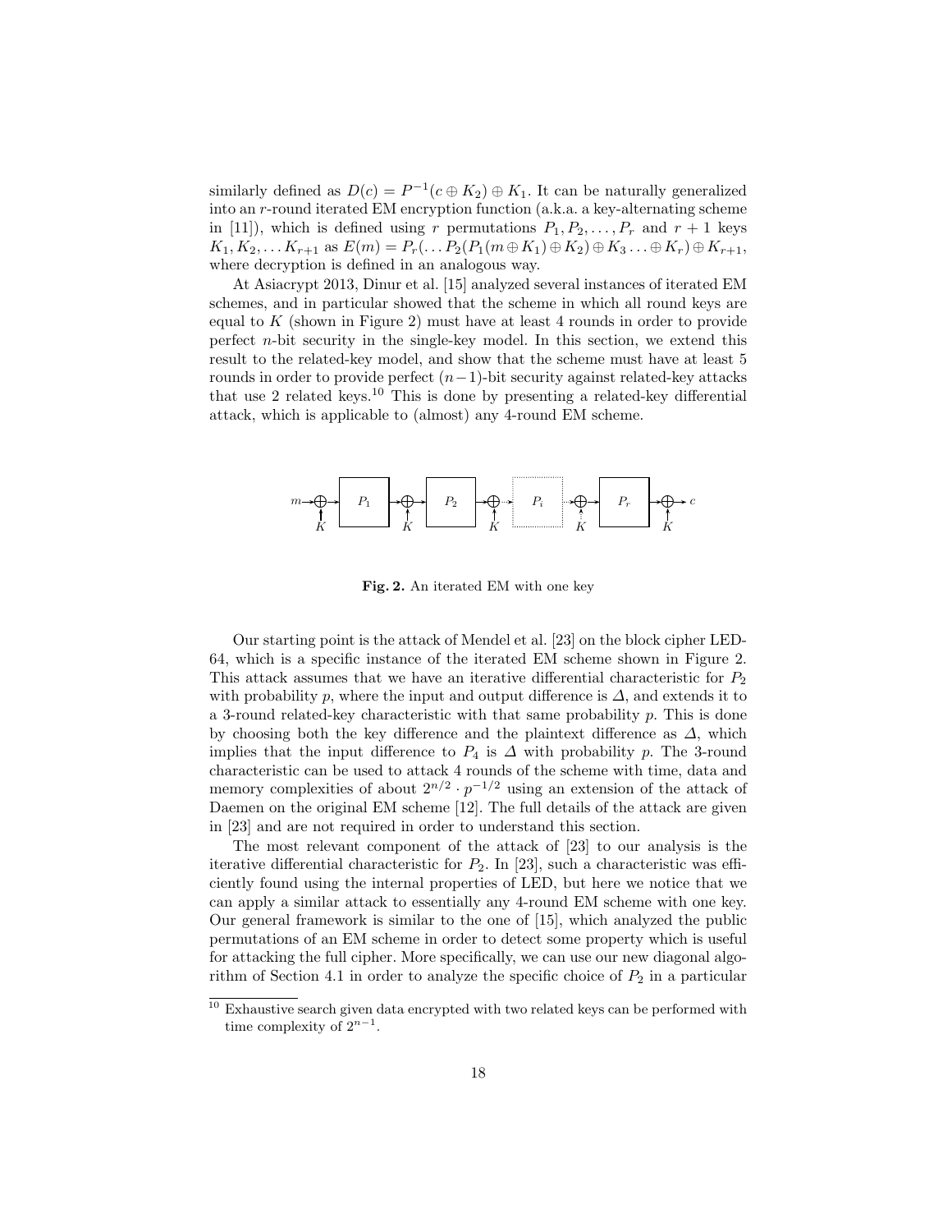similarly defined as $D(c) = P^{-1}(c \oplus K_2) \oplus K_1$. It can be naturally generalized into an $r$-round iterated EM encryption function (a.k.a. a key-alternating scheme in [11]), which is defined using $r$ permutations $P_1, P_2, \ldots, P_r$ and $r+1$ keys $K_1, K_2, \ldots K_{r+1}$ as $E(m) = P_r(\ldots P_2(P_1(m \oplus K_1) \oplus K_2) \oplus K_3 \ldots \oplus K_r) \oplus K_{r+1}$, where decryption is defined in an analogous way.

At Asiacrypt 2013, Dinur et al. [15] analyzed several instances of iterated EM schemes, and in particular showed that the scheme in which all round keys are equal to $K$ (shown in Figure 2) must have at least 4 rounds in order to provide perfect $n$-bit security in the single-key model. In this section, we extend this result to the related-key model, and show that the scheme must have at least 5 rounds in order to provide perfect $(n-1)$-bit security against related-key attacks that use 2 related keys.[10] This is done by presenting a related-key differential attack, which is applicable to (almost) any 4-round EM scheme.

**Fig. 2.** An iterated EM with one key

Our starting point is the attack of Mendel et al. [23] on the block cipher LED-64, which is a specific instance of the iterated EM scheme shown in Figure 2. This attack assumes that we have an iterative differential characteristic for $P_2$ with probability $p$, where the input and output difference is $\Delta$, and extends it to a 3-round related-key characteristic with that same probability $p$. This is done by choosing both the key difference and the plaintext difference as $\Delta$, which implies that the input difference to $P_4$ is $\Delta$ with probability $p$. The 3-round characteristic can be used to attack 4 rounds of the scheme with time, data and memory complexities of about $2^{n/2} \cdot p^{-1/2}$ using an extension of the attack of Daemen on the original EM scheme [12]. The full details of the attack are given in [23] and are not required in order to understand this section.

The most relevant component of the attack of [23] to our analysis is the iterative differential characteristic for $P_2$. In [23], such a characteristic was efficiently found using the internal properties of LED, but here we notice that we can apply a similar attack to essentially any 4-round EM scheme with one key. Our general framework is similar to the one of [15], which analyzed the public permutations of an EM scheme in order to detect some property which is useful for attacking the full cipher. More specifically, we can use our new diagonal algorithm of Section 4.1 in order to analyze the specific choice of $P_2$ in a particular

[10] Exhaustive search given data encrypted with two related keys can be performed with time complexity of $2^{n-1}$.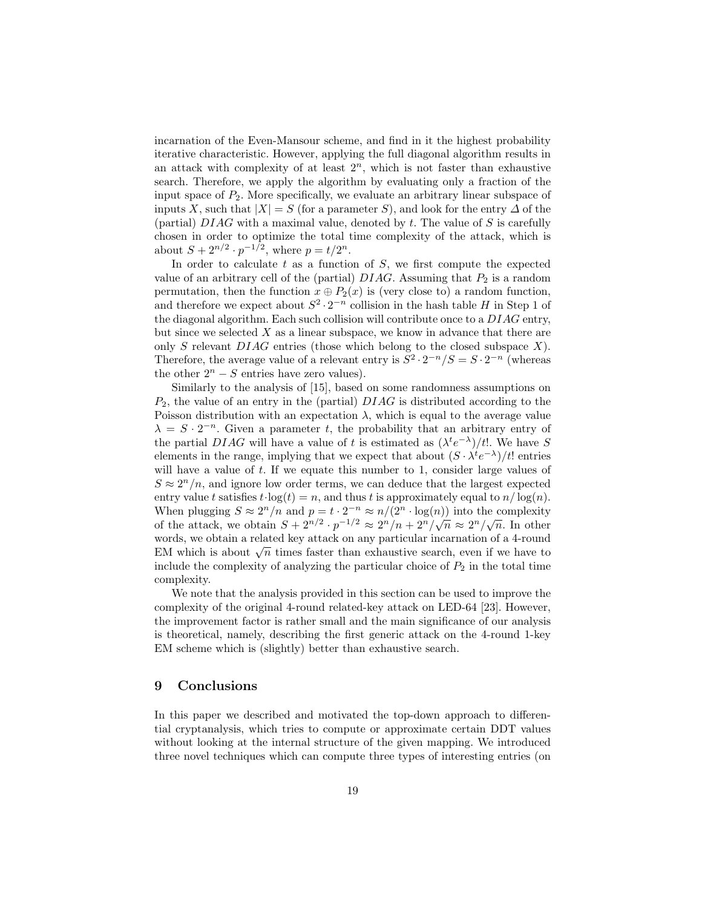incarnation of the Even-Mansour scheme, and find in it the highest probability iterative characteristic. However, applying the full diagonal algorithm results in an attack with complexity of at least $2^n$, which is not faster than exhaustive search. Therefore, we apply the algorithm by evaluating only a fraction of the input space of $P_2$. More specifically, we evaluate an arbitrary linear subspace of inputs $X$, such that $|X| = S$ (for a parameter $S$), and look for the entry $\Delta$ of the (partial) $DIAG$ with a maximal value, denoted by $t$. The value of $S$ is carefully chosen in order to optimize the total time complexity of the attack, which is about $S + 2^{n/2} \cdot p^{-1/2}$, where $p = t/2^n$.

In order to calculate $t$ as a function of $S$, we first compute the expected value of an arbitrary cell of the (partial) $DIAG$. Assuming that $P_2$ is a random permutation, then the function $x \oplus P_2(x)$ is (very close to) a random function, and therefore we expect about $S^2 \cdot 2^{-n}$ collision in the hash table $H$ in Step 1 of the diagonal algorithm. Each such collision will contribute once to a $DIAG$ entry, but since we selected $X$ as a linear subspace, we know in advance that there are only $S$ relevant $DIAG$ entries (those which belong to the closed subspace $X$). Therefore, the average value of a relevant entry is $S^2 \cdot 2^{-n}/S = S \cdot 2^{-n}$ (whereas the other $2^n - S$ entries have zero values).

Similarly to the analysis of [15], based on some randomness assumptions on $P_2$, the value of an entry in the (partial) $DIAG$ is distributed according to the Poisson distribution with an expectation $\lambda$, which is equal to the average value $\lambda = S \cdot 2^{-n}$. Given a parameter $t$, the probability that an arbitrary entry of the partial $DIAG$ will have a value of $t$ is estimated as $(\lambda^t e^{-\lambda})/t!$. We have $S$ elements in the range, implying that we expect that about $(S \cdot \lambda^t e^{-\lambda})/t!$ entries will have a value of $t$. If we equate this number to 1, consider large values of $S \approx 2^n/n$, and ignore low order terms, we can deduce that the largest expected entry value $t$ satisfies $t \cdot \log(t) = n$, and thus $t$ is approximately equal to $n/\log(n)$. When plugging $S \approx 2^n/n$ and $p = t \cdot 2^{-n} \approx n/(2^n \cdot \log(n))$ into the complexity of the attack, we obtain $S + 2^{n/2} \cdot p^{-1/2} \approx 2^n/n + 2^n/\sqrt{n} \approx 2^n/\sqrt{n}$. In other words, we obtain a related key attack on any particular incarnation of a 4-round EM which is about $\sqrt{n}$ times faster than exhaustive search, even if we have to include the complexity of analyzing the particular choice of $P_2$ in the total time complexity.

We note that the analysis provided in this section can be used to improve the complexity of the original 4-round related-key attack on LED-64 [23]. However, the improvement factor is rather small and the main significance of our analysis is theoretical, namely, describing the first generic attack on the 4-round 1-key EM scheme which is (slightly) better than exhaustive search.

## 9 Conclusions

In this paper we described and motivated the top-down approach to differential cryptanalysis, which tries to compute or approximate certain DDT values without looking at the internal structure of the given mapping. We introduced three novel techniques which can compute three types of interesting entries (on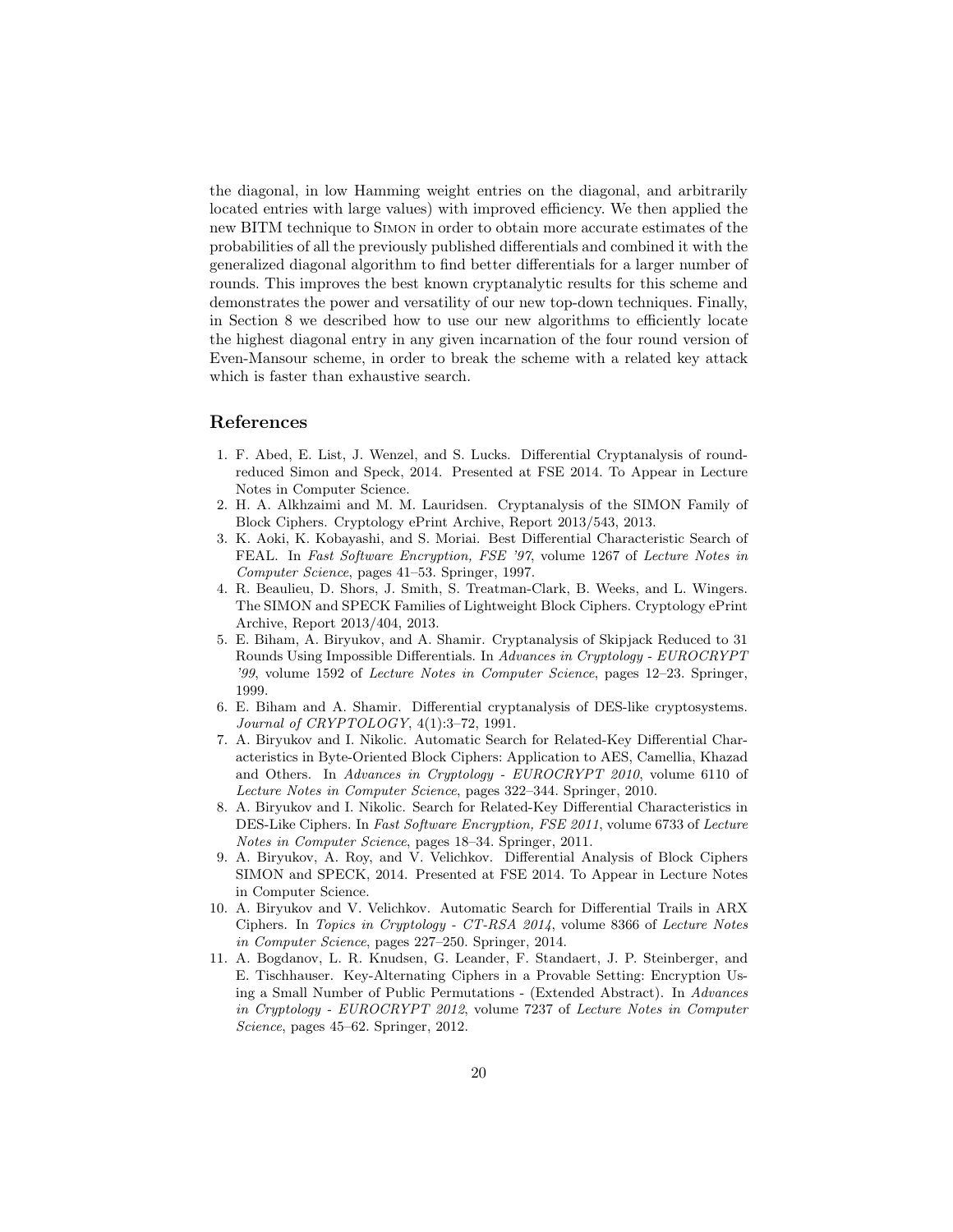the diagonal, in low Hamming weight entries on the diagonal, and arbitrarily located entries with large values) with improved efficiency. We then applied the new BITM technique to Simon in order to obtain more accurate estimates of the probabilities of all the previously published differentials and combined it with the generalized diagonal algorithm to find better differentials for a larger number of rounds. This improves the best known cryptanalytic results for this scheme and demonstrates the power and versatility of our new top-down techniques. Finally, in Section 8 we described how to use our new algorithms to efficiently locate the highest diagonal entry in any given incarnation of the four round version of Even-Mansour scheme, in order to break the scheme with a related key attack which is faster than exhaustive search.

## References

1. F. Abed, E. List, J. Wenzel, and S. Lucks. Differential Cryptanalysis of round-reduced Simon and Speck, 2014. Presented at FSE 2014. To Appear in Lecture Notes in Computer Science.
2. H. A. Alkhzaimi and M. M. Lauridsen. Cryptanalysis of the SIMON Family of Block Ciphers. Cryptology ePrint Archive, Report 2013/543, 2013.
3. K. Aoki, K. Kobayashi, and S. Moriai. Best Differential Characteristic Search of FEAL. In *Fast Software Encryption, FSE '97*, volume 1267 of *Lecture Notes in Computer Science*, pages 41–53. Springer, 1997.
4. R. Beaulieu, D. Shors, J. Smith, S. Treatman-Clark, B. Weeks, and L. Wingers. The SIMON and SPECK Families of Lightweight Block Ciphers. Cryptology ePrint Archive, Report 2013/404, 2013.
5. E. Biham, A. Biryukov, and A. Shamir. Cryptanalysis of Skipjack Reduced to 31 Rounds Using Impossible Differentials. In *Advances in Cryptology - EUROCRYPT '99*, volume 1592 of *Lecture Notes in Computer Science*, pages 12–23. Springer, 1999.
6. E. Biham and A. Shamir. Differential cryptanalysis of DES-like cryptosystems. *Journal of CRYPTOLOGY*, 4(1):3–72, 1991.
7. A. Biryukov and I. Nikolic. Automatic Search for Related-Key Differential Characteristics in Byte-Oriented Block Ciphers: Application to AES, Camellia, Khazad and Others. In *Advances in Cryptology - EUROCRYPT 2010*, volume 6110 of *Lecture Notes in Computer Science*, pages 322–344. Springer, 2010.
8. A. Biryukov and I. Nikolic. Search for Related-Key Differential Characteristics in DES-Like Ciphers. In *Fast Software Encryption, FSE 2011*, volume 6733 of *Lecture Notes in Computer Science*, pages 18–34. Springer, 2011.
9. A. Biryukov, A. Roy, and V. Velichkov. Differential Analysis of Block Ciphers SIMON and SPECK, 2014. Presented at FSE 2014. To Appear in Lecture Notes in Computer Science.
10. A. Biryukov and V. Velichkov. Automatic Search for Differential Trails in ARX Ciphers. In *Topics in Cryptology - CT-RSA 2014*, volume 8366 of *Lecture Notes in Computer Science*, pages 227–250. Springer, 2014.
11. A. Bogdanov, L. R. Knudsen, G. Leander, F. Standaert, J. P. Steinberger, and E. Tischhauser. Key-Alternating Ciphers in a Provable Setting: Encryption Using a Small Number of Public Permutations - (Extended Abstract). In *Advances in Cryptology - EUROCRYPT 2012*, volume 7237 of *Lecture Notes in Computer Science*, pages 45–62. Springer, 2012.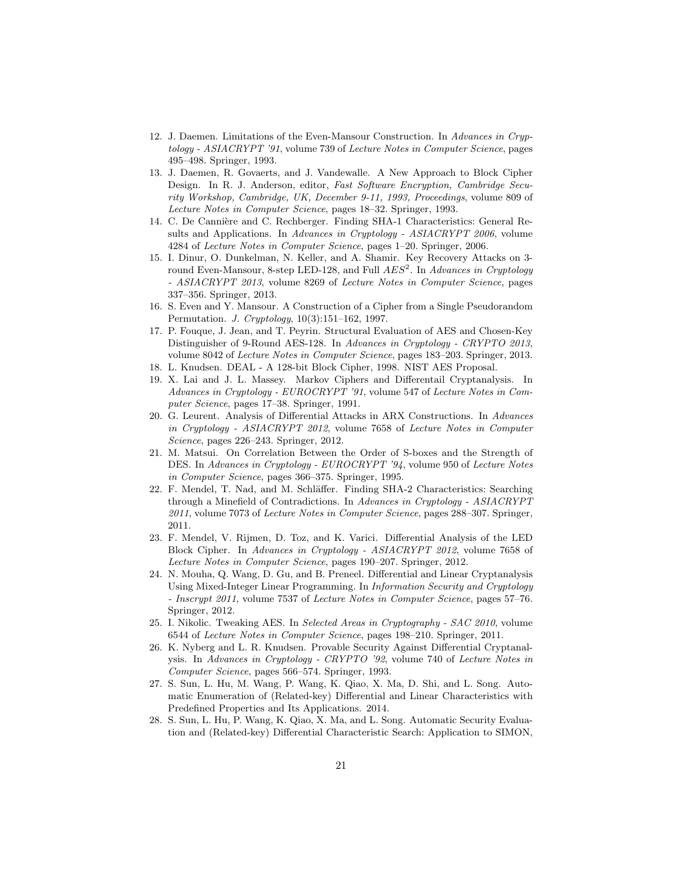12. J. Daemen. Limitations of the Even-Mansour Construction. In *Advances in Cryptology - ASIACRYPT '91*, volume 739 of *Lecture Notes in Computer Science*, pages 495–498. Springer, 1993.
13. J. Daemen, R. Govaerts, and J. Vandewalle. A New Approach to Block Cipher Design. In R. J. Anderson, editor, *Fast Software Encryption, Cambridge Security Workshop, Cambridge, UK, December 9-11, 1993, Proceedings*, volume 809 of *Lecture Notes in Computer Science*, pages 18–32. Springer, 1993.
14. C. De Cannière and C. Rechberger. Finding SHA-1 Characteristics: General Results and Applications. In *Advances in Cryptology - ASIACRYPT 2006*, volume 4284 of *Lecture Notes in Computer Science*, pages 1–20. Springer, 2006.
15. I. Dinur, O. Dunkelman, N. Keller, and A. Shamir. Key Recovery Attacks on 3-round Even-Mansour, 8-step LED-128, and Full $AES^2$. In *Advances in Cryptology - ASIACRYPT 2013*, volume 8269 of *Lecture Notes in Computer Science*, pages 337–356. Springer, 2013.
16. S. Even and Y. Mansour. A Construction of a Cipher from a Single Pseudorandom Permutation. *J. Cryptology*, 10(3):151–162, 1997.
17. P. Fouque, J. Jean, and T. Peyrin. Structural Evaluation of AES and Chosen-Key Distinguisher of 9-Round AES-128. In *Advances in Cryptology - CRYPTO 2013*, volume 8042 of *Lecture Notes in Computer Science*, pages 183–203. Springer, 2013.
18. L. Knudsen. DEAL - A 128-bit Block Cipher, 1998. NIST AES Proposal.
19. X. Lai and J. L. Massey. Markov Ciphers and Differentail Cryptanalysis. In *Advances in Cryptology - EUROCRYPT '91*, volume 547 of *Lecture Notes in Computer Science*, pages 17–38. Springer, 1991.
20. G. Leurent. Analysis of Differential Attacks in ARX Constructions. In *Advances in Cryptology - ASIACRYPT 2012*, volume 7658 of *Lecture Notes in Computer Science*, pages 226–243. Springer, 2012.
21. M. Matsui. On Correlation Between the Order of S-boxes and the Strength of DES. In *Advances in Cryptology - EUROCRYPT '94*, volume 950 of *Lecture Notes in Computer Science*, pages 366–375. Springer, 1995.
22. F. Mendel, T. Nad, and M. Schläffer. Finding SHA-2 Characteristics: Searching through a Minefield of Contradictions. In *Advances in Cryptology - ASIACRYPT 2011*, volume 7073 of *Lecture Notes in Computer Science*, pages 288–307. Springer, 2011.
23. F. Mendel, V. Rijmen, D. Toz, and K. Varici. Differential Analysis of the LED Block Cipher. In *Advances in Cryptology - ASIACRYPT 2012*, volume 7658 of *Lecture Notes in Computer Science*, pages 190–207. Springer, 2012.
24. N. Mouha, Q. Wang, D. Gu, and B. Preneel. Differential and Linear Cryptanalysis Using Mixed-Integer Linear Programming. In *Information Security and Cryptology - Inscrypt 2011*, volume 7537 of *Lecture Notes in Computer Science*, pages 57–76. Springer, 2012.
25. I. Nikolic. Tweaking AES. In *Selected Areas in Cryptography - SAC 2010*, volume 6544 of *Lecture Notes in Computer Science*, pages 198–210. Springer, 2011.
26. K. Nyberg and L. R. Knudsen. Provable Security Against Differential Cryptanalysis. In *Advances in Cryptology - CRYPTO '92*, volume 740 of *Lecture Notes in Computer Science*, pages 566–574. Springer, 1993.
27. S. Sun, L. Hu, M. Wang, P. Wang, K. Qiao, X. Ma, D. Shi, and L. Song. Automatic Enumeration of (Related-key) Differential and Linear Characteristics with Predefined Properties and Its Applications. 2014.
28. S. Sun, L. Hu, P. Wang, K. Qiao, X. Ma, and L. Song. Automatic Security Evaluation and (Related-key) Differential Characteristic Search: Application to SIMON,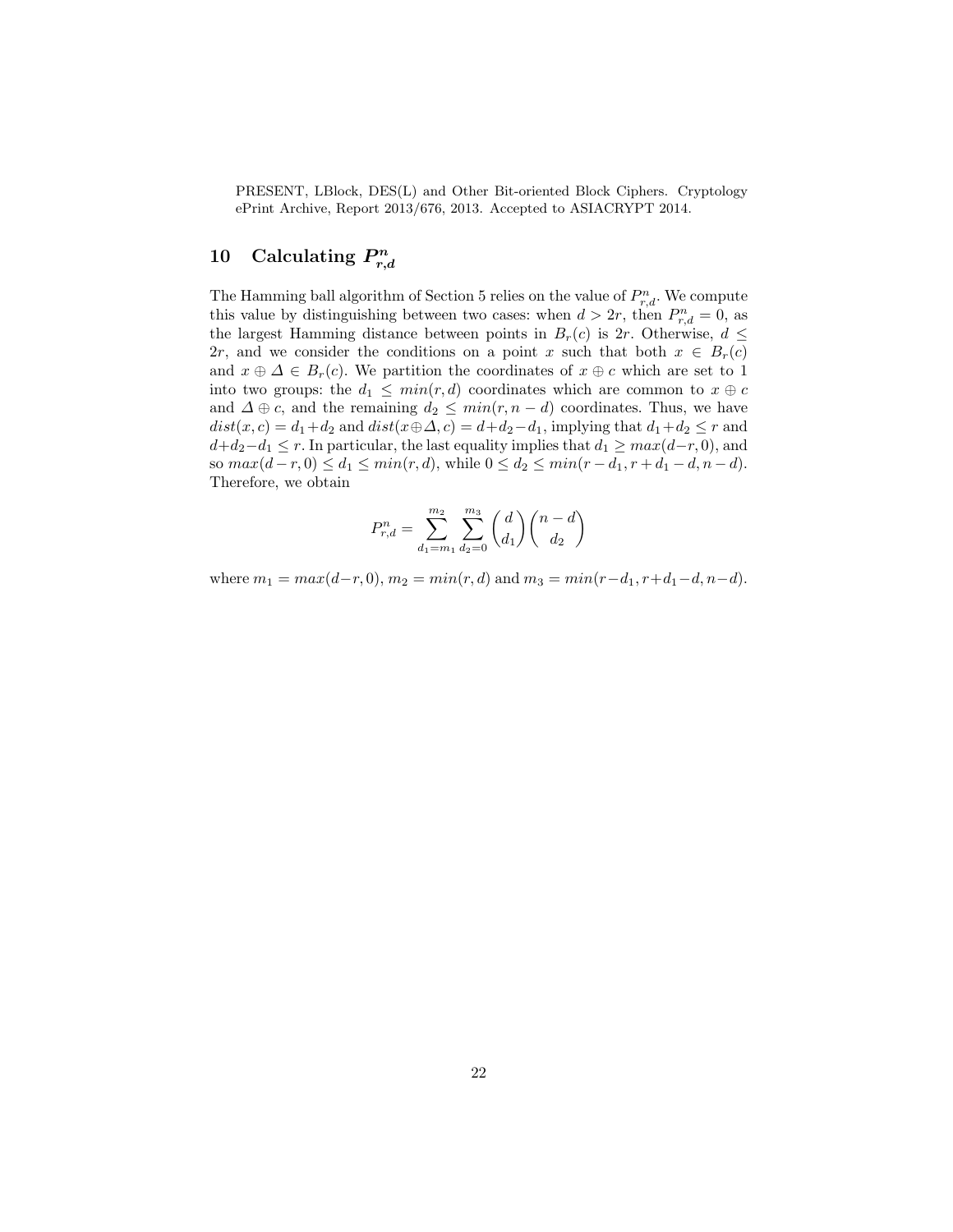PRESENT, LBlock, DES(L) and Other Bit-oriented Block Ciphers. Cryptology ePrint Archive, Report 2013/676, 2013. Accepted to ASIACRYPT 2014.

# 10 Calculating $P^n_{r,d}$

The Hamming ball algorithm of Section 5 relies on the value of $P^n_{r,d}$. We compute this value by distinguishing between two cases: when $d > 2r$, then $P^n_{r,d} = 0$, as the largest Hamming distance between points in $B_r(c)$ is $2r$. Otherwise, $d \leq 2r$, and we consider the conditions on a point $x$ such that both $x \in B_r(c)$ and $x \oplus \Delta \in B_r(c)$. We partition the coordinates of $x \oplus c$ which are set to 1 into two groups: the $d_1 \leq min(r,d)$ coordinates which are common to $x \oplus c$ and $\Delta \oplus c$, and the remaining $d_2 \leq min(r, n-d)$ coordinates. Thus, we have $dist(x,c) = d_1 + d_2$ and $dist(x \oplus \Delta, c) = d + d_2 - d_1$, implying that $d_1 + d_2 \leq r$ and $d + d_2 - d_1 \leq r$. In particular, the last equality implies that $d_1 \geq max(d-r, 0)$, and so $max(d-r,0) \leq d_1 \leq min(r,d)$, while $0 \leq d_2 \leq min(r-d_1, r+d_1-d, n-d)$. Therefore, we obtain

$$P^n_{r,d} = \sum_{d_1=m_1}^{m_2} \sum_{d_2=0}^{m_3} \binom{d}{d_1} \binom{n-d}{d_2}$$

where $m_1 = max(d-r, 0)$, $m_2 = min(r,d)$ and $m_3 = min(r-d_1, r+d_1-d, n-d)$.